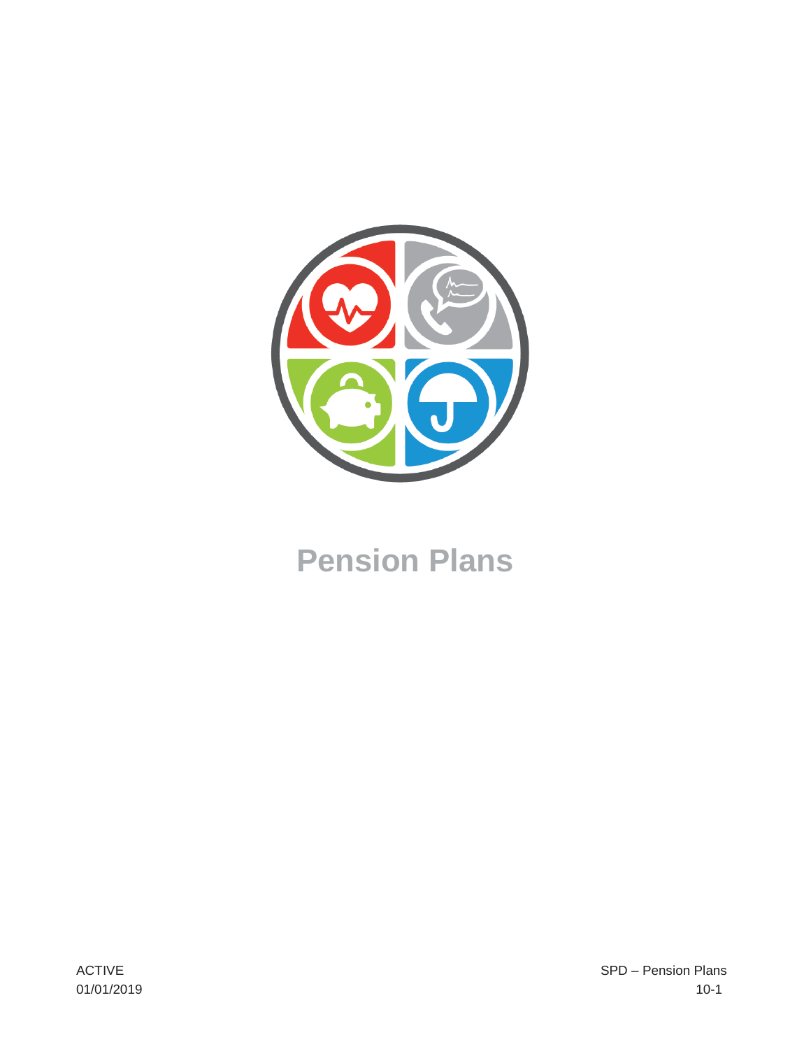# Pension Plans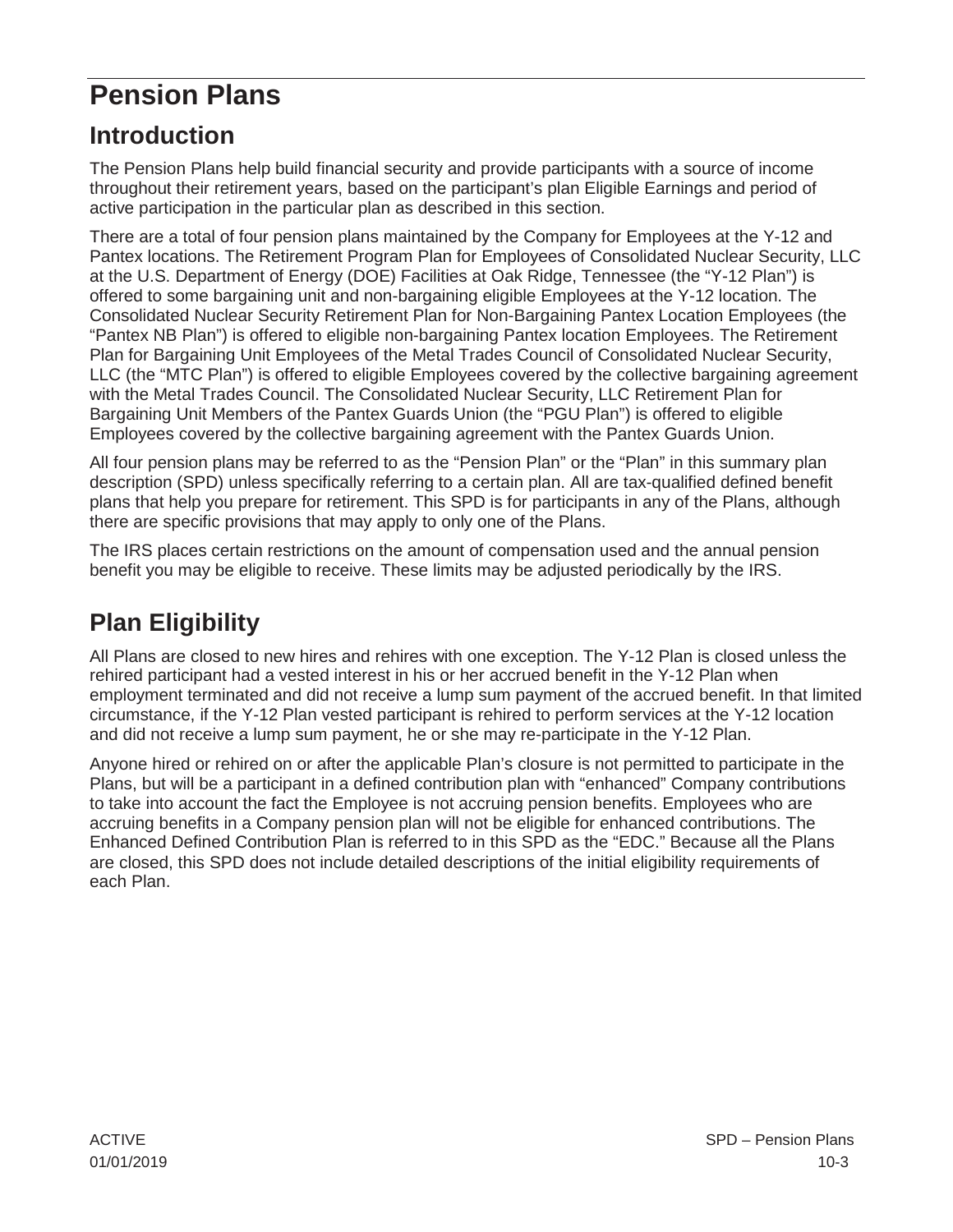# Pension Plans

## Introduction

The Pension Plans help build financial security and provide participants with a source of income throughout their retirement years, based on the participant's plan Eligible Earnings and period of active participation in the particular plan as described in this section.

There are a total of four pension plans maintained by the Company for Employees at the Y-12 and Pantex locations. The Retirement Program Plan for Employees of Consolidated Nuclear Security, LLC at the U.S. Department of Energy (DOE) Facilities at Oak Ridge, Tennessee (the "Y-12 Plan") is offered to some bargaining unit and non-bargaining eligible Employees at the Y-12 location. The Consolidated Nuclear Security Retirement Plan for Non-Bargaining Pantex Location Employees (the "Pantex NB Plan") is offered to eligible non-bargaining Pantex location Employees. The Retirement Plan for Bargaining Unit Employees of the Metal Trades Council of Consolidated Nuclear Security, LLC (the "MTC Plan") is offered to eligible Employees covered by the collective bargaining agreement with the Metal Trades Council. The Consolidated Nuclear Security, LLC Retirement Plan for Bargaining Unit Members of the Pantex Guards Union (the "PGU Plan") is offered to eligible Employees covered by the collective bargaining agreement with the Pantex Guards Union.

All four pension plans may be referred to as the "Pension Plan" or the "Plan" in this summary plan description (SPD) unless specifically referring to a certain plan. All are tax-qualified defined benefit plans that help you prepare for retirement. This SPD is for participants in any of the Plans, although there are specific provisions that may apply to only one of the Plans.

The IRS places certain restrictions on the amount of compensation used and the annual pension benefit you may be eligible to receive. These limits may be adjusted periodically by the IRS.

## Plan Eligibility

All Plans are closed to new hires and rehires with one exception. The Y-12 Plan is closed unless the rehired participant had a vested interest in his or her accrued benefit in the Y-12 Plan when employment terminated and did not receive a lump sum payment of the accrued benefit. In that limited circumstance, if the Y-12 Plan vested participant is rehired to perform services at the Y-12 location and did not receive a lump sum payment, he or she may re-participate in the Y-12 Plan.

Anyone hired or rehired on or after the applicable Plan's closure is not permitted to participate in the Plans, but will be a participant in a defined contribution plan with "enhanced" Company contributions to take into account the fact the Employee is not accruing pension benefits. Employees who are accruing benefits in a Company pension plan will not be eligible for enhanced contributions. The Enhanced Defined Contribution Plan is referred to in this SPD as the "EDC." Because all the Plans are closed, this SPD does not include detailed descriptions of the initial eligibility requirements of each Plan.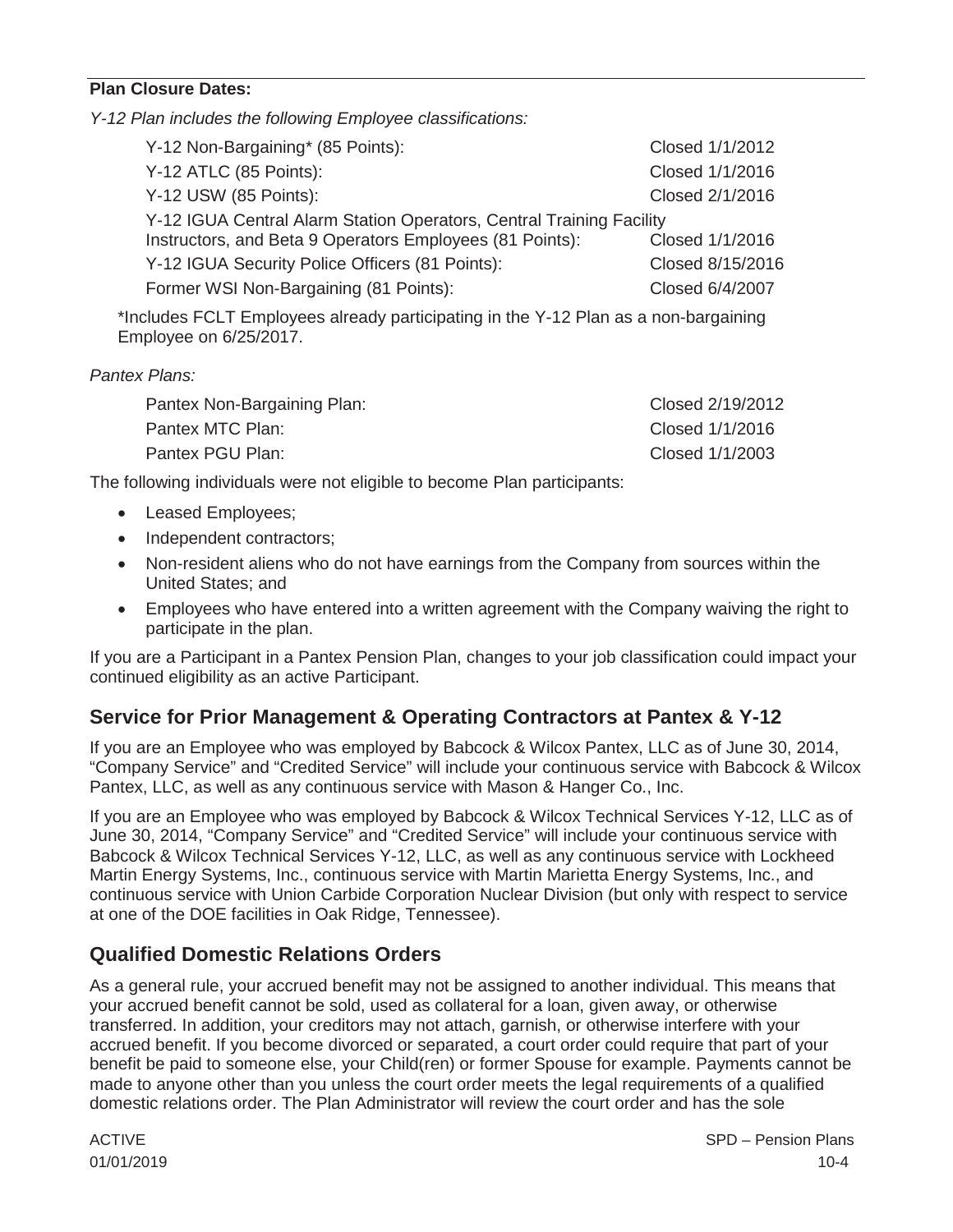**Plan Closure Dates:**

*Y-12 Plan includes the following Employee classifications:*

| | |
|---|---|
| Y-12 Non-Bargaining* (85 Points): | Closed 1/1/2012 |
| Y-12 ATLC (85 Points): | Closed 1/1/2016 |
| Y-12 USW (85 Points): | Closed 2/1/2016 |
| Y-12 IGUA Central Alarm Station Operators, Central Training Facility Instructors, and Beta 9 Operators Employees (81 Points): | Closed 1/1/2016 |
| Y-12 IGUA Security Police Officers (81 Points): | Closed 8/15/2016 |
| Former WSI Non-Bargaining (81 Points): | Closed 6/4/2007 |

*Includes FCLT Employees already participating in the Y-12 Plan as a non-bargaining Employee on 6/25/2017.

*Pantex Plans:*

| | |
|---|---|
| Pantex Non-Bargaining Plan: | Closed 2/19/2012 |
| Pantex MTC Plan: | Closed 1/1/2016 |
| Pantex PGU Plan: | Closed 1/1/2003 |

The following individuals were not eligible to become Plan participants:

- Leased Employees;
- Independent contractors;
- Non-resident aliens who do not have earnings from the Company from sources within the United States; and
- Employees who have entered into a written agreement with the Company waiving the right to participate in the plan.

If you are a Participant in a Pantex Pension Plan, changes to your job classification could impact your continued eligibility as an active Participant.

## Service for Prior Management & Operating Contractors at Pantex & Y-12

If you are an Employee who was employed by Babcock & Wilcox Pantex, LLC as of June 30, 2014, "Company Service" and "Credited Service" will include your continuous service with Babcock & Wilcox Pantex, LLC, as well as any continuous service with Mason & Hanger Co., Inc.

If you are an Employee who was employed by Babcock & Wilcox Technical Services Y-12, LLC as of June 30, 2014, "Company Service" and "Credited Service" will include your continuous service with Babcock & Wilcox Technical Services Y-12, LLC, as well as any continuous service with Lockheed Martin Energy Systems, Inc., continuous service with Martin Marietta Energy Systems, Inc., and continuous service with Union Carbide Corporation Nuclear Division (but only with respect to service at one of the DOE facilities in Oak Ridge, Tennessee).

## Qualified Domestic Relations Orders

As a general rule, your accrued benefit may not be assigned to another individual. This means that your accrued benefit cannot be sold, used as collateral for a loan, given away, or otherwise transferred. In addition, your creditors may not attach, garnish, or otherwise interfere with your accrued benefit. If you become divorced or separated, a court order could require that part of your benefit be paid to someone else, your Child(ren) or former Spouse for example. Payments cannot be made to anyone other than you unless the court order meets the legal requirements of a qualified domestic relations order. The Plan Administrator will review the court order and has the sole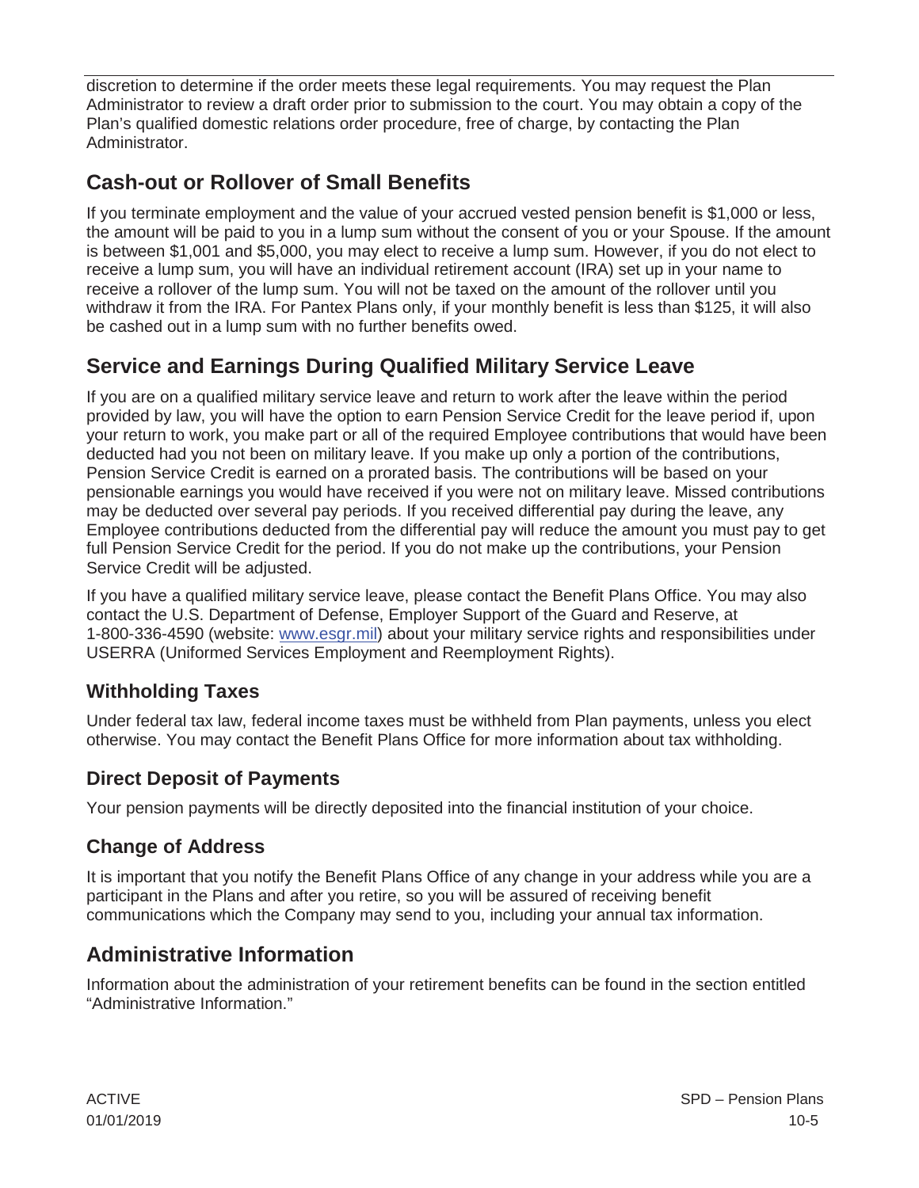discretion to determine if the order meets these legal requirements. You may request the Plan Administrator to review a draft order prior to submission to the court. You may obtain a copy of the Plan's qualified domestic relations order procedure, free of charge, by contacting the Plan Administrator.

## Cash-out or Rollover of Small Benefits

If you terminate employment and the value of your accrued vested pension benefit is $1,000 or less, the amount will be paid to you in a lump sum without the consent of you or your Spouse. If the amount is between $1,001 and $5,000, you may elect to receive a lump sum. However, if you do not elect to receive a lump sum, you will have an individual retirement account (IRA) set up in your name to receive a rollover of the lump sum. You will not be taxed on the amount of the rollover until you withdraw it from the IRA. For Pantex Plans only, if your monthly benefit is less than $125, it will also be cashed out in a lump sum with no further benefits owed.

## Service and Earnings During Qualified Military Service Leave

If you are on a qualified military service leave and return to work after the leave within the period provided by law, you will have the option to earn Pension Service Credit for the leave period if, upon your return to work, you make part or all of the required Employee contributions that would have been deducted had you not been on military leave. If you make up only a portion of the contributions, Pension Service Credit is earned on a prorated basis. The contributions will be based on your pensionable earnings you would have received if you were not on military leave. Missed contributions may be deducted over several pay periods. If you received differential pay during the leave, any Employee contributions deducted from the differential pay will reduce the amount you must pay to get full Pension Service Credit for the period. If you do not make up the contributions, your Pension Service Credit will be adjusted.

If you have a qualified military service leave, please contact the Benefit Plans Office. You may also contact the U.S. Department of Defense, Employer Support of the Guard and Reserve, at 1-800-336-4590 (website: [www.esgr.mil](http://www.esgr.mil)) about your military service rights and responsibilities under USERRA (Uniformed Services Employment and Reemployment Rights).

### Withholding Taxes

Under federal tax law, federal income taxes must be withheld from Plan payments, unless you elect otherwise. You may contact the Benefit Plans Office for more information about tax withholding.

### Direct Deposit of Payments

Your pension payments will be directly deposited into the financial institution of your choice.

### Change of Address

It is important that you notify the Benefit Plans Office of any change in your address while you are a participant in the Plans and after you retire, so you will be assured of receiving benefit communications which the Company may send to you, including your annual tax information.

## Administrative Information

Information about the administration of your retirement benefits can be found in the section entitled "Administrative Information."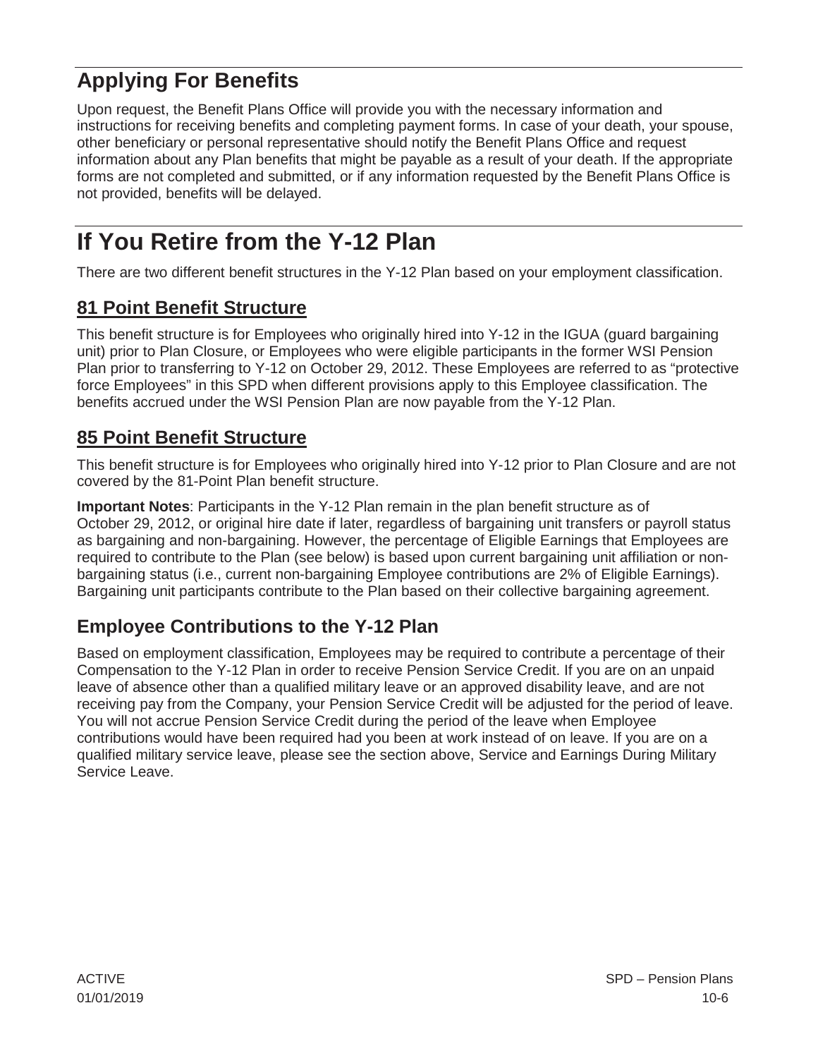## Applying For Benefits

Upon request, the Benefit Plans Office will provide you with the necessary information and instructions for receiving benefits and completing payment forms. In case of your death, your spouse, other beneficiary or personal representative should notify the Benefit Plans Office and request information about any Plan benefits that might be payable as a result of your death. If the appropriate forms are not completed and submitted, or if any information requested by the Benefit Plans Office is not provided, benefits will be delayed.

# If You Retire from the Y-12 Plan

There are two different benefit structures in the Y-12 Plan based on your employment classification.

### 81 Point Benefit Structure

This benefit structure is for Employees who originally hired into Y-12 in the IGUA (guard bargaining unit) prior to Plan Closure, or Employees who were eligible participants in the former WSI Pension Plan prior to transferring to Y-12 on October 29, 2012. These Employees are referred to as "protective force Employees" in this SPD when different provisions apply to this Employee classification. The benefits accrued under the WSI Pension Plan are now payable from the Y-12 Plan.

### 85 Point Benefit Structure

This benefit structure is for Employees who originally hired into Y-12 prior to Plan Closure and are not covered by the 81-Point Plan benefit structure.

**Important Notes**: Participants in the Y-12 Plan remain in the plan benefit structure as of October 29, 2012, or original hire date if later, regardless of bargaining unit transfers or payroll status as bargaining and non-bargaining. However, the percentage of Eligible Earnings that Employees are required to contribute to the Plan (see below) is based upon current bargaining unit affiliation or non-bargaining status (i.e., current non-bargaining Employee contributions are 2% of Eligible Earnings). Bargaining unit participants contribute to the Plan based on their collective bargaining agreement.

### Employee Contributions to the Y-12 Plan

Based on employment classification, Employees may be required to contribute a percentage of their Compensation to the Y-12 Plan in order to receive Pension Service Credit. If you are on an unpaid leave of absence other than a qualified military leave or an approved disability leave, and are not receiving pay from the Company, your Pension Service Credit will be adjusted for the period of leave. You will not accrue Pension Service Credit during the period of the leave when Employee contributions would have been required had you been at work instead of on leave. If you are on a qualified military service leave, please see the section above, Service and Earnings During Military Service Leave.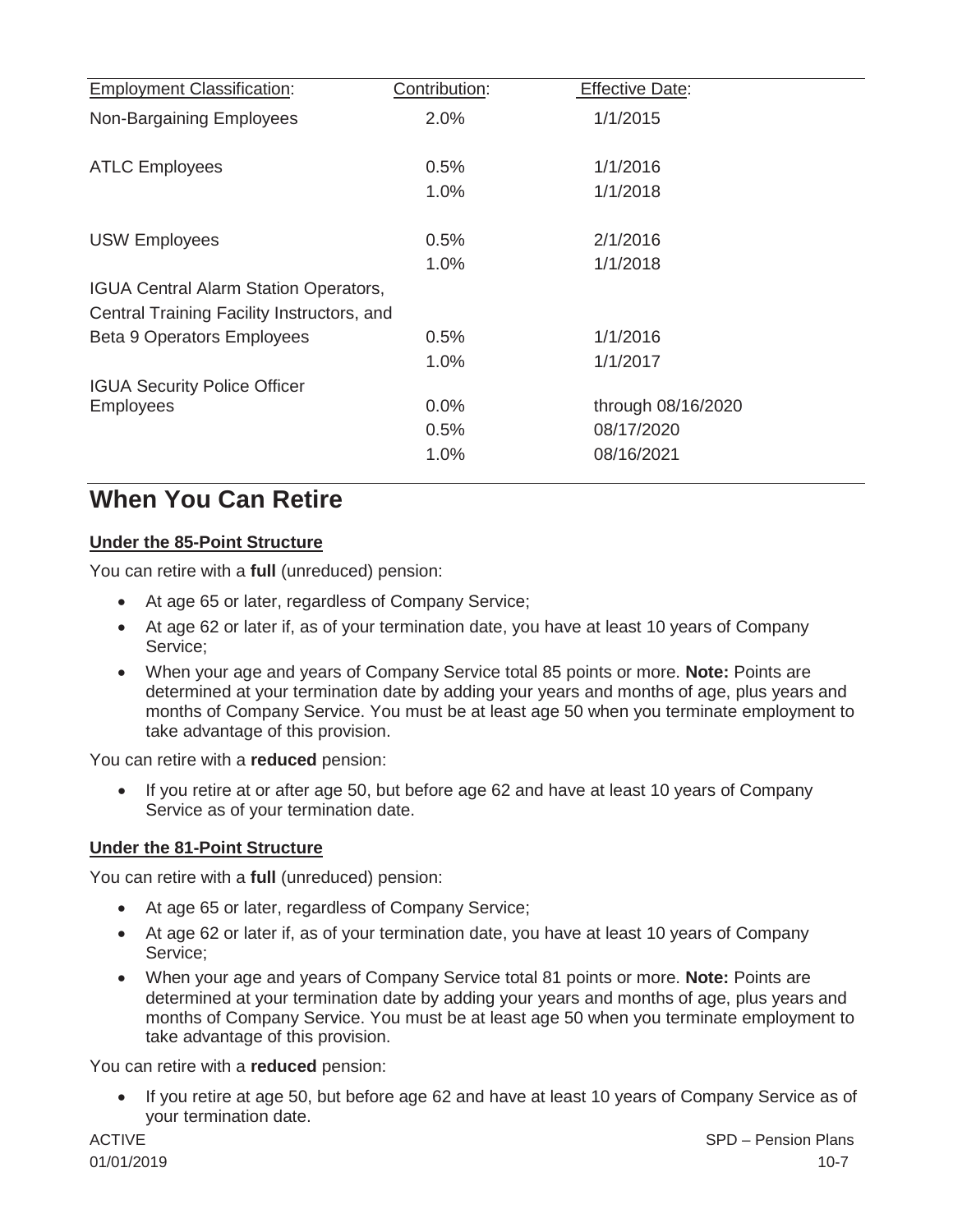| Employment Classification: | Contribution: | Effective Date: |
| --- | --- | --- |
| Non-Bargaining Employees | 2.0% | 1/1/2015 |
| ATLC Employees | 0.5% | 1/1/2016 |
| | 1.0% | 1/1/2018 |
| USW Employees | 0.5% | 2/1/2016 |
| | 1.0% | 1/1/2018 |
| IGUA Central Alarm Station Operators, Central Training Facility Instructors, and Beta 9 Operators Employees | 0.5% | 1/1/2016 |
| | 1.0% | 1/1/2017 |
| IGUA Security Police Officer Employees | 0.0% | through 08/16/2020 |
| | 0.5% | 08/17/2020 |
| | 1.0% | 08/16/2021 |

# When You Can Retire

**Under the 85-Point Structure**

You can retire with a **full** (unreduced) pension:

- At age 65 or later, regardless of Company Service;
- At age 62 or later if, as of your termination date, you have at least 10 years of Company Service;
- When your age and years of Company Service total 85 points or more. **Note:** Points are determined at your termination date by adding your years and months of age, plus years and months of Company Service. You must be at least age 50 when you terminate employment to take advantage of this provision.

You can retire with a **reduced** pension:

- If you retire at or after age 50, but before age 62 and have at least 10 years of Company Service as of your termination date.

**Under the 81-Point Structure**

You can retire with a **full** (unreduced) pension:

- At age 65 or later, regardless of Company Service;
- At age 62 or later if, as of your termination date, you have at least 10 years of Company Service;
- When your age and years of Company Service total 81 points or more. **Note:** Points are determined at your termination date by adding your years and months of age, plus years and months of Company Service. You must be at least age 50 when you terminate employment to take advantage of this provision.

You can retire with a **reduced** pension:

- If you retire at age 50, but before age 62 and have at least 10 years of Company Service as of your termination date.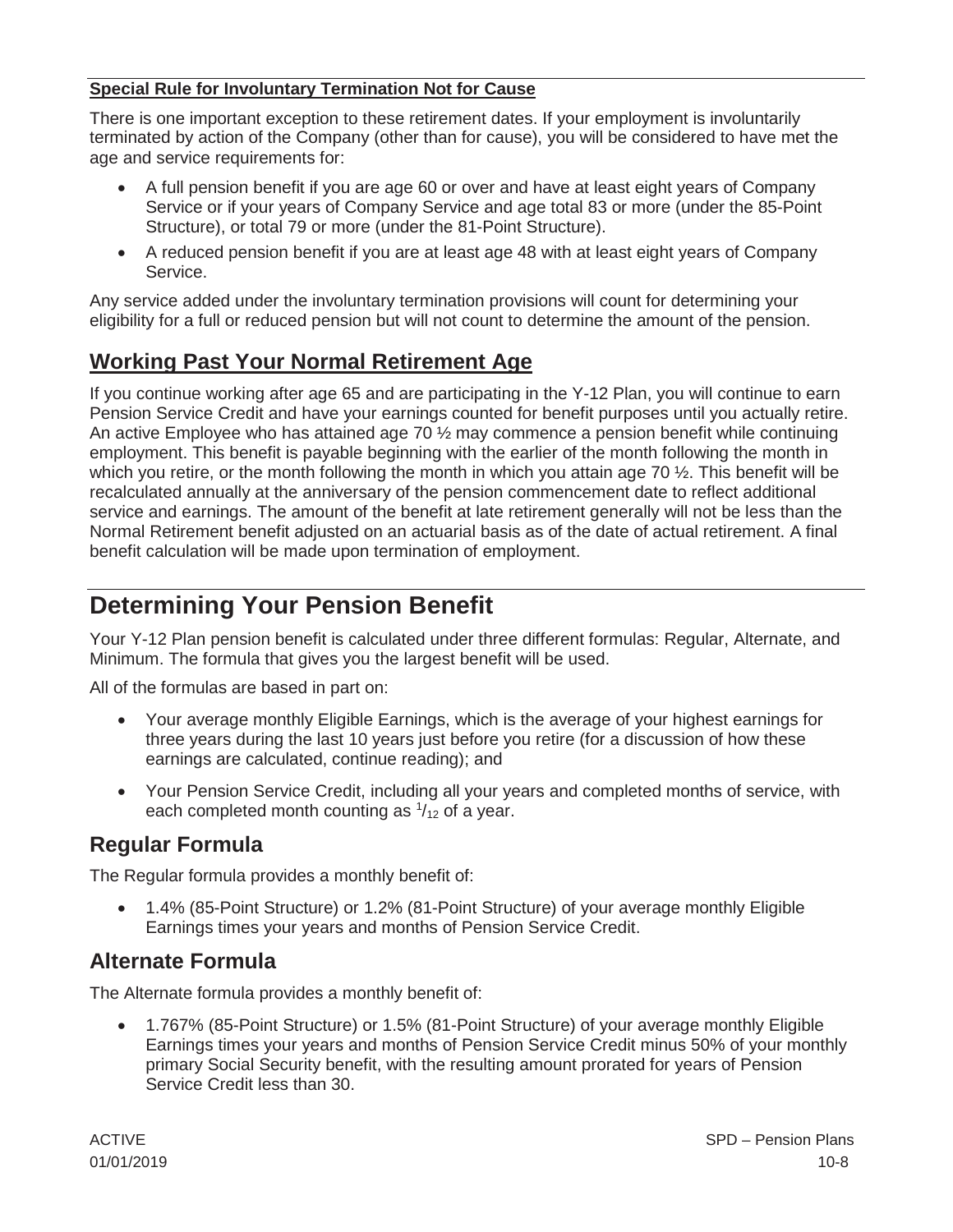**Special Rule for Involuntary Termination Not for Cause**

There is one important exception to these retirement dates. If your employment is involuntarily terminated by action of the Company (other than for cause), you will be considered to have met the age and service requirements for:

- A full pension benefit if you are age 60 or over and have at least eight years of Company Service or if your years of Company Service and age total 83 or more (under the 85-Point Structure), or total 79 or more (under the 81-Point Structure).
- A reduced pension benefit if you are at least age 48 with at least eight years of Company Service.

Any service added under the involuntary termination provisions will count for determining your eligibility for a full or reduced pension but will not count to determine the amount of the pension.

## Working Past Your Normal Retirement Age

If you continue working after age 65 and are participating in the Y-12 Plan, you will continue to earn Pension Service Credit and have your earnings counted for benefit purposes until you actually retire. An active Employee who has attained age 70 ½ may commence a pension benefit while continuing employment. This benefit is payable beginning with the earlier of the month following the month in which you retire, or the month following the month in which you attain age 70 ½. This benefit will be recalculated annually at the anniversary of the pension commencement date to reflect additional service and earnings. The amount of the benefit at late retirement generally will not be less than the Normal Retirement benefit adjusted on an actuarial basis as of the date of actual retirement. A final benefit calculation will be made upon termination of employment.

# Determining Your Pension Benefit

Your Y-12 Plan pension benefit is calculated under three different formulas: Regular, Alternate, and Minimum. The formula that gives you the largest benefit will be used.

All of the formulas are based in part on:

- Your average monthly Eligible Earnings, which is the average of your highest earnings for three years during the last 10 years just before you retire (for a discussion of how these earnings are calculated, continue reading); and
- Your Pension Service Credit, including all your years and completed months of service, with each completed month counting as $^{1}/_{12}$ of a year.

## Regular Formula

The Regular formula provides a monthly benefit of:

- 1.4% (85-Point Structure) or 1.2% (81-Point Structure) of your average monthly Eligible Earnings times your years and months of Pension Service Credit.

## Alternate Formula

The Alternate formula provides a monthly benefit of:

- 1.767% (85-Point Structure) or 1.5% (81-Point Structure) of your average monthly Eligible Earnings times your years and months of Pension Service Credit minus 50% of your monthly primary Social Security benefit, with the resulting amount prorated for years of Pension Service Credit less than 30.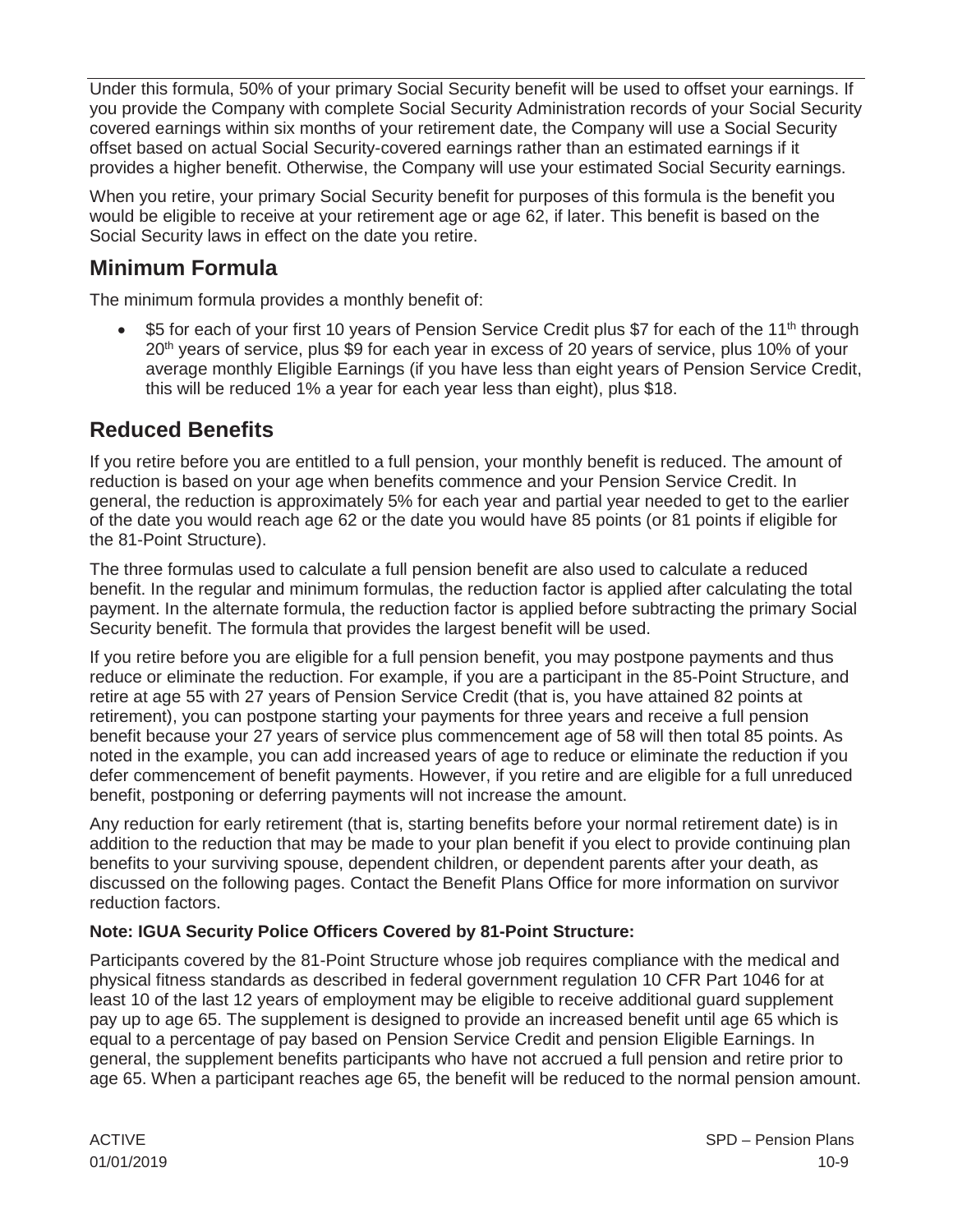Under this formula, 50% of your primary Social Security benefit will be used to offset your earnings. If you provide the Company with complete Social Security Administration records of your Social Security covered earnings within six months of your retirement date, the Company will use a Social Security offset based on actual Social Security-covered earnings rather than an estimated earnings if it provides a higher benefit. Otherwise, the Company will use your estimated Social Security earnings.

When you retire, your primary Social Security benefit for purposes of this formula is the benefit you would be eligible to receive at your retirement age or age 62, if later. This benefit is based on the Social Security laws in effect on the date you retire.

## Minimum Formula

The minimum formula provides a monthly benefit of:

- $5 for each of your first 10 years of Pension Service Credit plus $7 for each of the 11th through 20th years of service, plus $9 for each year in excess of 20 years of service, plus 10% of your average monthly Eligible Earnings (if you have less than eight years of Pension Service Credit, this will be reduced 1% a year for each year less than eight), plus $18.

## Reduced Benefits

If you retire before you are entitled to a full pension, your monthly benefit is reduced. The amount of reduction is based on your age when benefits commence and your Pension Service Credit. In general, the reduction is approximately 5% for each year and partial year needed to get to the earlier of the date you would reach age 62 or the date you would have 85 points (or 81 points if eligible for the 81-Point Structure).

The three formulas used to calculate a full pension benefit are also used to calculate a reduced benefit. In the regular and minimum formulas, the reduction factor is applied after calculating the total payment. In the alternate formula, the reduction factor is applied before subtracting the primary Social Security benefit. The formula that provides the largest benefit will be used.

If you retire before you are eligible for a full pension benefit, you may postpone payments and thus reduce or eliminate the reduction. For example, if you are a participant in the 85-Point Structure, and retire at age 55 with 27 years of Pension Service Credit (that is, you have attained 82 points at retirement), you can postpone starting your payments for three years and receive a full pension benefit because your 27 years of service plus commencement age of 58 will then total 85 points. As noted in the example, you can add increased years of age to reduce or eliminate the reduction if you defer commencement of benefit payments. However, if you retire and are eligible for a full unreduced benefit, postponing or deferring payments will not increase the amount.

Any reduction for early retirement (that is, starting benefits before your normal retirement date) is in addition to the reduction that may be made to your plan benefit if you elect to provide continuing plan benefits to your surviving spouse, dependent children, or dependent parents after your death, as discussed on the following pages. Contact the Benefit Plans Office for more information on survivor reduction factors.

**Note: IGUA Security Police Officers Covered by 81-Point Structure:**

Participants covered by the 81-Point Structure whose job requires compliance with the medical and physical fitness standards as described in federal government regulation 10 CFR Part 1046 for at least 10 of the last 12 years of employment may be eligible to receive additional guard supplement pay up to age 65. The supplement is designed to provide an increased benefit until age 65 which is equal to a percentage of pay based on Pension Service Credit and pension Eligible Earnings. In general, the supplement benefits participants who have not accrued a full pension and retire prior to age 65. When a participant reaches age 65, the benefit will be reduced to the normal pension amount.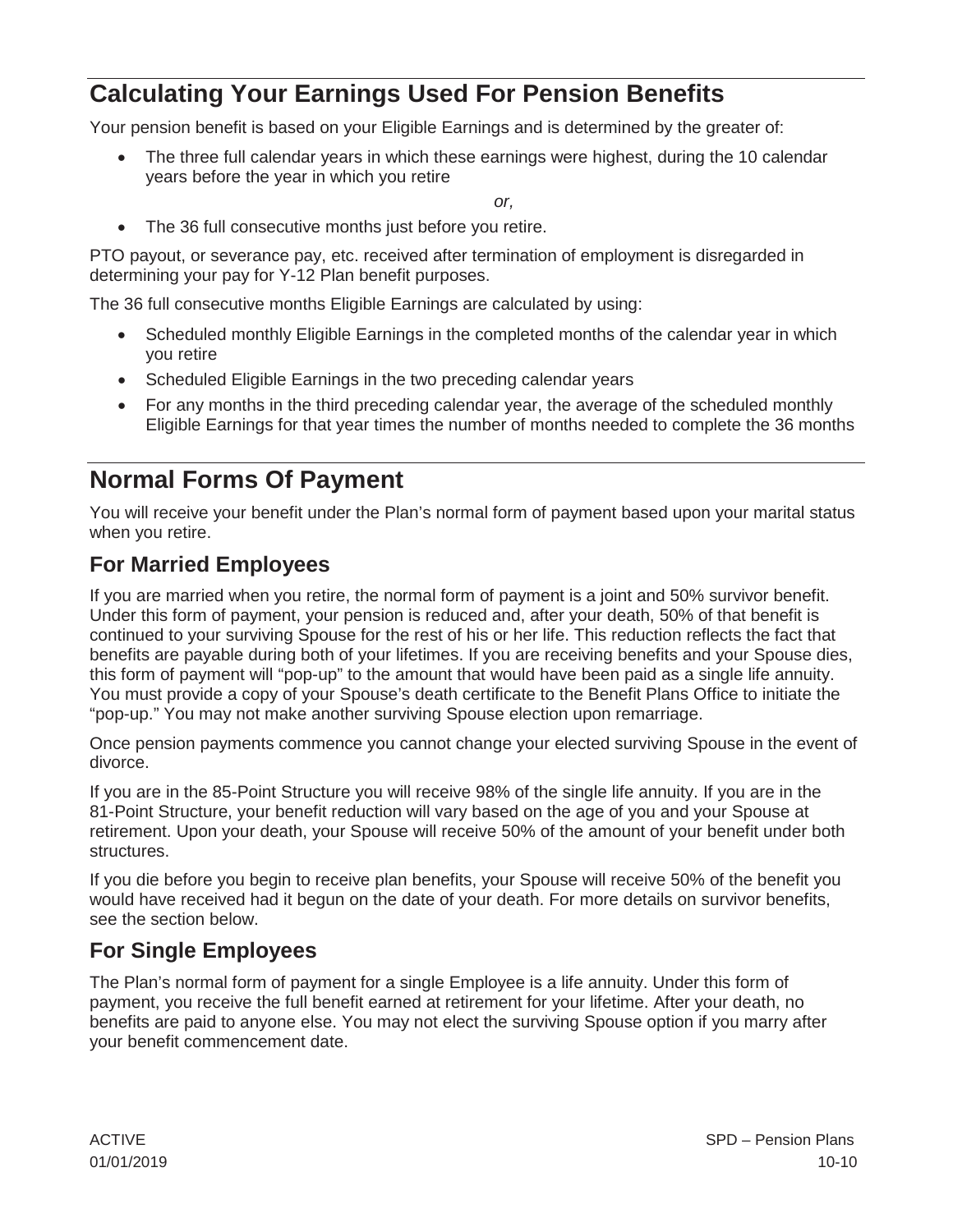## Calculating Your Earnings Used For Pension Benefits

Your pension benefit is based on your Eligible Earnings and is determined by the greater of:

- The three full calendar years in which these earnings were highest, during the 10 calendar years before the year in which you retire

*or,*

- The 36 full consecutive months just before you retire.

PTO payout, or severance pay, etc. received after termination of employment is disregarded in determining your pay for Y-12 Plan benefit purposes.

The 36 full consecutive months Eligible Earnings are calculated by using:

- Scheduled monthly Eligible Earnings in the completed months of the calendar year in which you retire
- Scheduled Eligible Earnings in the two preceding calendar years
- For any months in the third preceding calendar year, the average of the scheduled monthly Eligible Earnings for that year times the number of months needed to complete the 36 months

## Normal Forms Of Payment

You will receive your benefit under the Plan's normal form of payment based upon your marital status when you retire.

### For Married Employees

If you are married when you retire, the normal form of payment is a joint and 50% survivor benefit. Under this form of payment, your pension is reduced and, after your death, 50% of that benefit is continued to your surviving Spouse for the rest of his or her life. This reduction reflects the fact that benefits are payable during both of your lifetimes. If you are receiving benefits and your Spouse dies, this form of payment will "pop-up" to the amount that would have been paid as a single life annuity. You must provide a copy of your Spouse's death certificate to the Benefit Plans Office to initiate the "pop-up." You may not make another surviving Spouse election upon remarriage.

Once pension payments commence you cannot change your elected surviving Spouse in the event of divorce.

If you are in the 85-Point Structure you will receive 98% of the single life annuity. If you are in the 81-Point Structure, your benefit reduction will vary based on the age of you and your Spouse at retirement. Upon your death, your Spouse will receive 50% of the amount of your benefit under both structures.

If you die before you begin to receive plan benefits, your Spouse will receive 50% of the benefit you would have received had it begun on the date of your death. For more details on survivor benefits, see the section below.

### For Single Employees

The Plan's normal form of payment for a single Employee is a life annuity. Under this form of payment, you receive the full benefit earned at retirement for your lifetime. After your death, no benefits are paid to anyone else. You may not elect the surviving Spouse option if you marry after your benefit commencement date.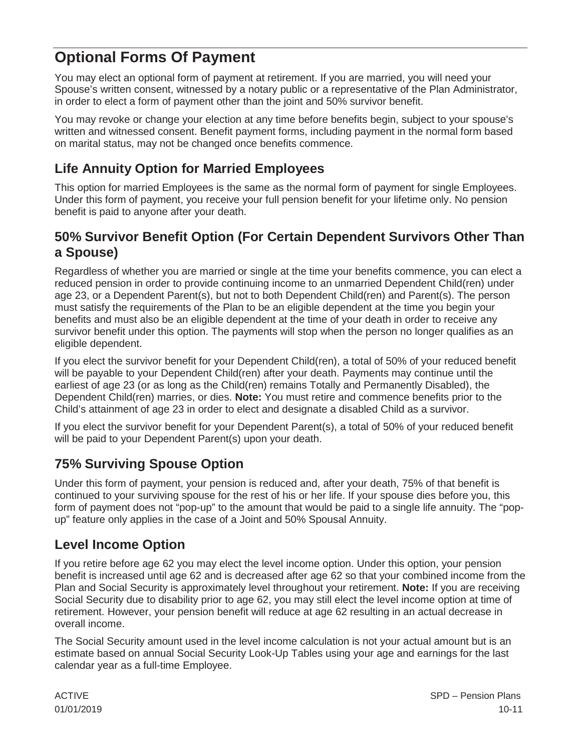# Optional Forms Of Payment

You may elect an optional form of payment at retirement. If you are married, you will need your Spouse's written consent, witnessed by a notary public or a representative of the Plan Administrator, in order to elect a form of payment other than the joint and 50% survivor benefit.

You may revoke or change your election at any time before benefits begin, subject to your spouse's written and witnessed consent. Benefit payment forms, including payment in the normal form based on marital status, may not be changed once benefits commence.

## Life Annuity Option for Married Employees

This option for married Employees is the same as the normal form of payment for single Employees. Under this form of payment, you receive your full pension benefit for your lifetime only. No pension benefit is paid to anyone after your death.

## 50% Survivor Benefit Option (For Certain Dependent Survivors Other Than a Spouse)

Regardless of whether you are married or single at the time your benefits commence, you can elect a reduced pension in order to provide continuing income to an unmarried Dependent Child(ren) under age 23, or a Dependent Parent(s), but not to both Dependent Child(ren) and Parent(s). The person must satisfy the requirements of the Plan to be an eligible dependent at the time you begin your benefits and must also be an eligible dependent at the time of your death in order to receive any survivor benefit under this option. The payments will stop when the person no longer qualifies as an eligible dependent.

If you elect the survivor benefit for your Dependent Child(ren), a total of 50% of your reduced benefit will be payable to your Dependent Child(ren) after your death. Payments may continue until the earliest of age 23 (or as long as the Child(ren) remains Totally and Permanently Disabled), the Dependent Child(ren) marries, or dies. **Note:** You must retire and commence benefits prior to the Child's attainment of age 23 in order to elect and designate a disabled Child as a survivor.

If you elect the survivor benefit for your Dependent Parent(s), a total of 50% of your reduced benefit will be paid to your Dependent Parent(s) upon your death.

## 75% Surviving Spouse Option

Under this form of payment, your pension is reduced and, after your death, 75% of that benefit is continued to your surviving spouse for the rest of his or her life. If your spouse dies before you, this form of payment does not "pop-up" to the amount that would be paid to a single life annuity. The "pop-up" feature only applies in the case of a Joint and 50% Spousal Annuity.

## Level Income Option

If you retire before age 62 you may elect the level income option. Under this option, your pension benefit is increased until age 62 and is decreased after age 62 so that your combined income from the Plan and Social Security is approximately level throughout your retirement. **Note:** If you are receiving Social Security due to disability prior to age 62, you may still elect the level income option at time of retirement. However, your pension benefit will reduce at age 62 resulting in an actual decrease in overall income.

The Social Security amount used in the level income calculation is not your actual amount but is an estimate based on annual Social Security Look-Up Tables using your age and earnings for the last calendar year as a full-time Employee.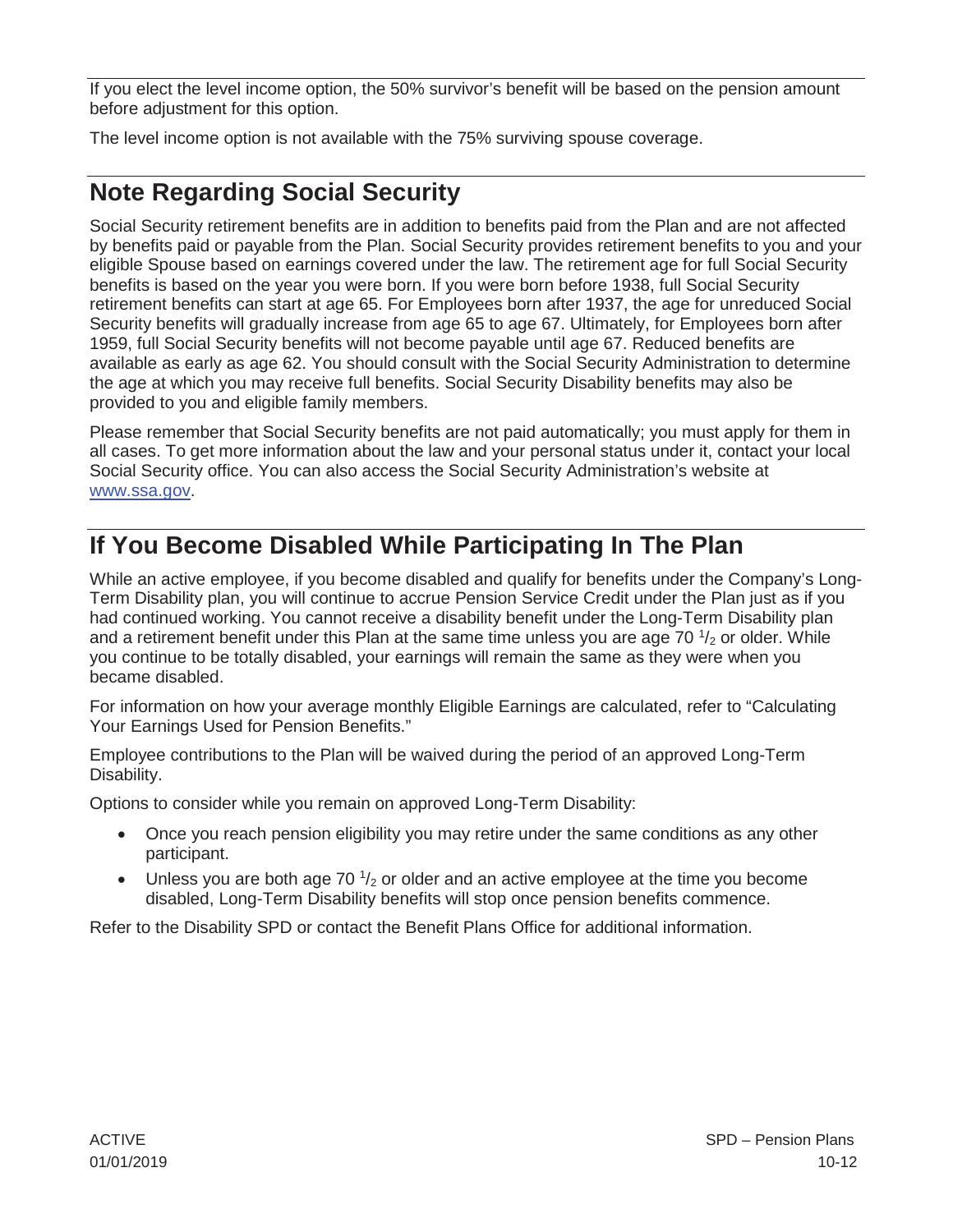If you elect the level income option, the 50% survivor's benefit will be based on the pension amount before adjustment for this option.

The level income option is not available with the 75% surviving spouse coverage.

## Note Regarding Social Security

Social Security retirement benefits are in addition to benefits paid from the Plan and are not affected by benefits paid or payable from the Plan. Social Security provides retirement benefits to you and your eligible Spouse based on earnings covered under the law. The retirement age for full Social Security benefits is based on the year you were born. If you were born before 1938, full Social Security retirement benefits can start at age 65. For Employees born after 1937, the age for unreduced Social Security benefits will gradually increase from age 65 to age 67. Ultimately, for Employees born after 1959, full Social Security benefits will not become payable until age 67. Reduced benefits are available as early as age 62. You should consult with the Social Security Administration to determine the age at which you may receive full benefits. Social Security Disability benefits may also be provided to you and eligible family members.

Please remember that Social Security benefits are not paid automatically; you must apply for them in all cases. To get more information about the law and your personal status under it, contact your local Social Security office. You can also access the Social Security Administration's website at www.ssa.gov.

## If You Become Disabled While Participating In The Plan

While an active employee, if you become disabled and qualify for benefits under the Company's Long-Term Disability plan, you will continue to accrue Pension Service Credit under the Plan just as if you had continued working. You cannot receive a disability benefit under the Long-Term Disability plan and a retirement benefit under this Plan at the same time unless you are age 70 1/2 or older. While you continue to be totally disabled, your earnings will remain the same as they were when you became disabled.

For information on how your average monthly Eligible Earnings are calculated, refer to "Calculating Your Earnings Used for Pension Benefits."

Employee contributions to the Plan will be waived during the period of an approved Long-Term Disability.

Options to consider while you remain on approved Long-Term Disability:

- Once you reach pension eligibility you may retire under the same conditions as any other participant.
- Unless you are both age 70 1/2 or older and an active employee at the time you become disabled, Long-Term Disability benefits will stop once pension benefits commence.

Refer to the Disability SPD or contact the Benefit Plans Office for additional information.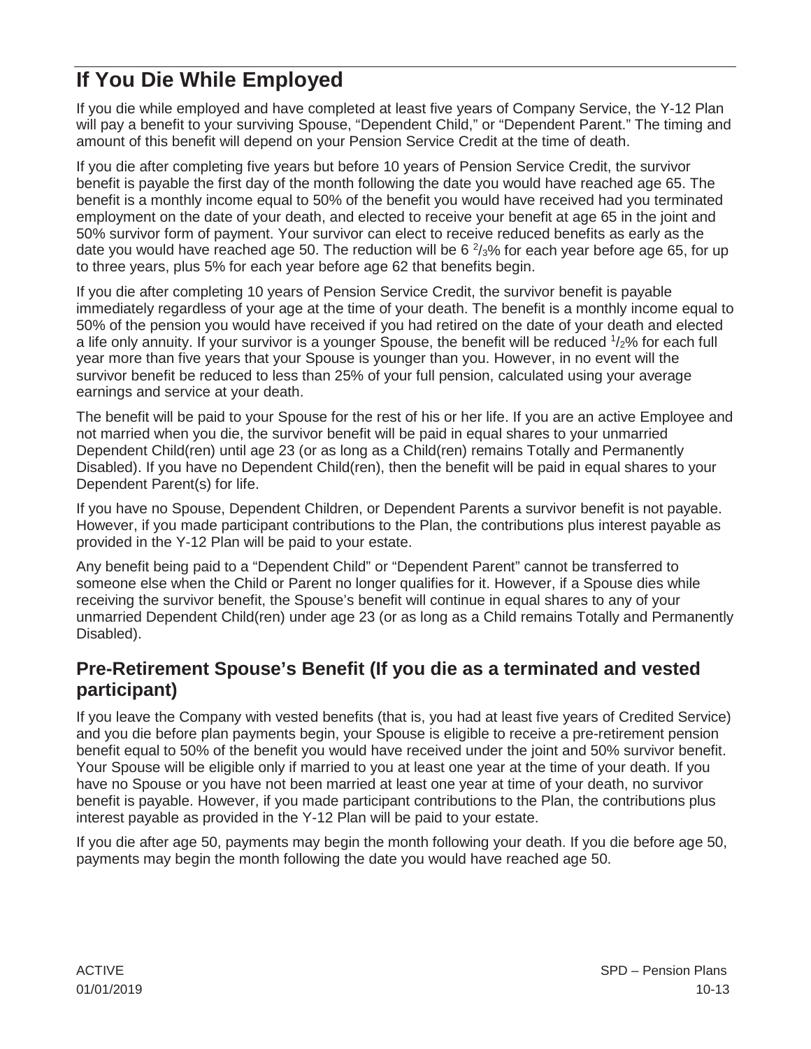# If You Die While Employed

If you die while employed and have completed at least five years of Company Service, the Y-12 Plan will pay a benefit to your surviving Spouse, "Dependent Child," or "Dependent Parent." The timing and amount of this benefit will depend on your Pension Service Credit at the time of death.

If you die after completing five years but before 10 years of Pension Service Credit, the survivor benefit is payable the first day of the month following the date you would have reached age 65. The benefit is a monthly income equal to 50% of the benefit you would have received had you terminated employment on the date of your death, and elected to receive your benefit at age 65 in the joint and 50% survivor form of payment. Your survivor can elect to receive reduced benefits as early as the date you would have reached age 50. The reduction will be $6\,^{2}/_{3}$% for each year before age 65, for up to three years, plus 5% for each year before age 62 that benefits begin.

If you die after completing 10 years of Pension Service Credit, the survivor benefit is payable immediately regardless of your age at the time of your death. The benefit is a monthly income equal to 50% of the pension you would have received if you had retired on the date of your death and elected a life only annuity. If your survivor is a younger Spouse, the benefit will be reduced $^{1}/_{2}$% for each full year more than five years that your Spouse is younger than you. However, in no event will the survivor benefit be reduced to less than 25% of your full pension, calculated using your average earnings and service at your death.

The benefit will be paid to your Spouse for the rest of his or her life. If you are an active Employee and not married when you die, the survivor benefit will be paid in equal shares to your unmarried Dependent Child(ren) until age 23 (or as long as a Child(ren) remains Totally and Permanently Disabled). If you have no Dependent Child(ren), then the benefit will be paid in equal shares to your Dependent Parent(s) for life.

If you have no Spouse, Dependent Children, or Dependent Parents a survivor benefit is not payable. However, if you made participant contributions to the Plan, the contributions plus interest payable as provided in the Y-12 Plan will be paid to your estate.

Any benefit being paid to a "Dependent Child" or "Dependent Parent" cannot be transferred to someone else when the Child or Parent no longer qualifies for it. However, if a Spouse dies while receiving the survivor benefit, the Spouse's benefit will continue in equal shares to any of your unmarried Dependent Child(ren) under age 23 (or as long as a Child remains Totally and Permanently Disabled).

## Pre-Retirement Spouse's Benefit (If you die as a terminated and vested participant)

If you leave the Company with vested benefits (that is, you had at least five years of Credited Service) and you die before plan payments begin, your Spouse is eligible to receive a pre-retirement pension benefit equal to 50% of the benefit you would have received under the joint and 50% survivor benefit. Your Spouse will be eligible only if married to you at least one year at the time of your death. If you have no Spouse or you have not been married at least one year at time of your death, no survivor benefit is payable. However, if you made participant contributions to the Plan, the contributions plus interest payable as provided in the Y-12 Plan will be paid to your estate.

If you die after age 50, payments may begin the month following your death. If you die before age 50, payments may begin the month following the date you would have reached age 50.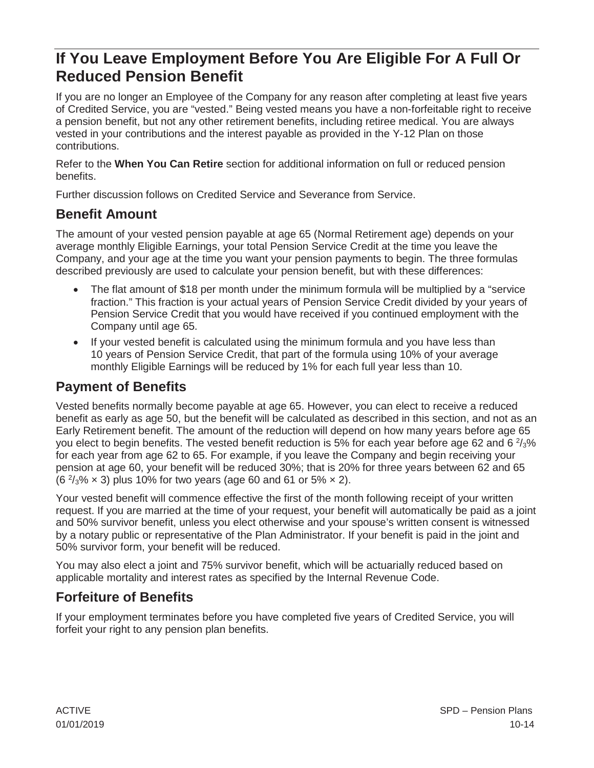# If You Leave Employment Before You Are Eligible For A Full Or Reduced Pension Benefit

If you are no longer an Employee of the Company for any reason after completing at least five years of Credited Service, you are "vested." Being vested means you have a non-forfeitable right to receive a pension benefit, but not any other retirement benefits, including retiree medical. You are always vested in your contributions and the interest payable as provided in the Y-12 Plan on those contributions.

Refer to the **When You Can Retire** section for additional information on full or reduced pension benefits.

Further discussion follows on Credited Service and Severance from Service.

## Benefit Amount

The amount of your vested pension payable at age 65 (Normal Retirement age) depends on your average monthly Eligible Earnings, your total Pension Service Credit at the time you leave the Company, and your age at the time you want your pension payments to begin. The three formulas described previously are used to calculate your pension benefit, but with these differences:

- The flat amount of $18 per month under the minimum formula will be multiplied by a "service fraction." This fraction is your actual years of Pension Service Credit divided by your years of Pension Service Credit that you would have received if you continued employment with the Company until age 65.
- If your vested benefit is calculated using the minimum formula and you have less than 10 years of Pension Service Credit, that part of the formula using 10% of your average monthly Eligible Earnings will be reduced by 1% for each full year less than 10.

## Payment of Benefits

Vested benefits normally become payable at age 65. However, you can elect to receive a reduced benefit as early as age 50, but the benefit will be calculated as described in this section, and not as an Early Retirement benefit. The amount of the reduction will depend on how many years before age 65 you elect to begin benefits. The vested benefit reduction is 5% for each year before age 62 and $6\,^2/_3$% for each year from age 62 to 65. For example, if you leave the Company and begin receiving your pension at age 60, your benefit will be reduced 30%; that is 20% for three years between 62 and 65 ($6\,^2/_3\% \times 3$) plus 10% for two years (age 60 and 61 or $5\% \times 2$).

Your vested benefit will commence effective the first of the month following receipt of your written request. If you are married at the time of your request, your benefit will automatically be paid as a joint and 50% survivor benefit, unless you elect otherwise and your spouse's written consent is witnessed by a notary public or representative of the Plan Administrator. If your benefit is paid in the joint and 50% survivor form, your benefit will be reduced.

You may also elect a joint and 75% survivor benefit, which will be actuarially reduced based on applicable mortality and interest rates as specified by the Internal Revenue Code.

## Forfeiture of Benefits

If your employment terminates before you have completed five years of Credited Service, you will forfeit your right to any pension plan benefits.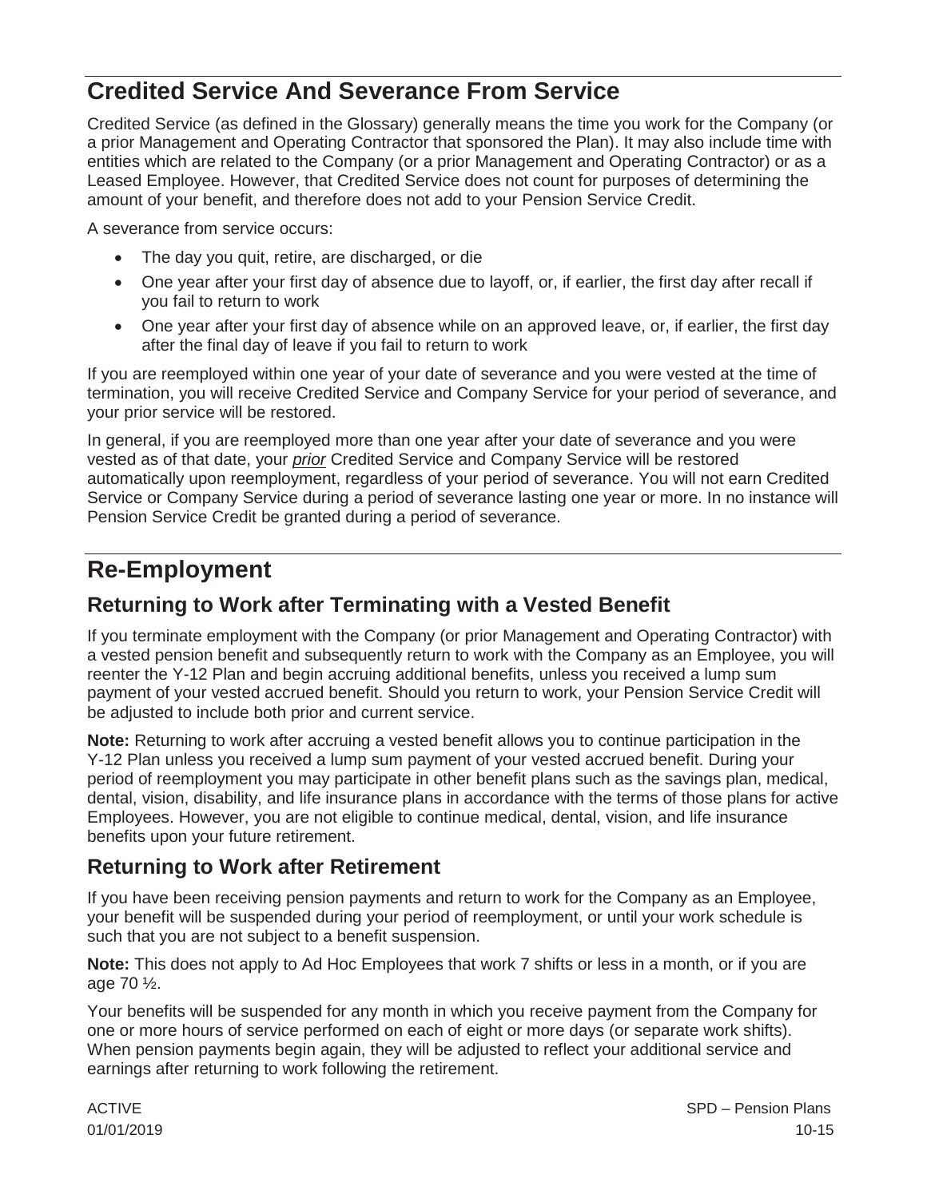## Credited Service And Severance From Service

Credited Service (as defined in the Glossary) generally means the time you work for the Company (or a prior Management and Operating Contractor that sponsored the Plan). It may also include time with entities which are related to the Company (or a prior Management and Operating Contractor) or as a Leased Employee. However, that Credited Service does not count for purposes of determining the amount of your benefit, and therefore does not add to your Pension Service Credit.

A severance from service occurs:

- The day you quit, retire, are discharged, or die
- One year after your first day of absence due to layoff, or, if earlier, the first day after recall if you fail to return to work
- One year after your first day of absence while on an approved leave, or, if earlier, the first day after the final day of leave if you fail to return to work

If you are reemployed within one year of your date of severance and you were vested at the time of termination, you will receive Credited Service and Company Service for your period of severance, and your prior service will be restored.

In general, if you are reemployed more than one year after your date of severance and you were vested as of that date, your ***prior*** Credited Service and Company Service will be restored automatically upon reemployment, regardless of your period of severance. You will not earn Credited Service or Company Service during a period of severance lasting one year or more. In no instance will Pension Service Credit be granted during a period of severance.

## Re-Employment

### Returning to Work after Terminating with a Vested Benefit

If you terminate employment with the Company (or prior Management and Operating Contractor) with a vested pension benefit and subsequently return to work with the Company as an Employee, you will reenter the Y-12 Plan and begin accruing additional benefits, unless you received a lump sum payment of your vested accrued benefit. Should you return to work, your Pension Service Credit will be adjusted to include both prior and current service.

**Note:** Returning to work after accruing a vested benefit allows you to continue participation in the Y-12 Plan unless you received a lump sum payment of your vested accrued benefit. During your period of reemployment you may participate in other benefit plans such as the savings plan, medical, dental, vision, disability, and life insurance plans in accordance with the terms of those plans for active Employees. However, you are not eligible to continue medical, dental, vision, and life insurance benefits upon your future retirement.

### Returning to Work after Retirement

If you have been receiving pension payments and return to work for the Company as an Employee, your benefit will be suspended during your period of reemployment, or until your work schedule is such that you are not subject to a benefit suspension.

**Note:** This does not apply to Ad Hoc Employees that work 7 shifts or less in a month, or if you are age 70 ½.

Your benefits will be suspended for any month in which you receive payment from the Company for one or more hours of service performed on each of eight or more days (or separate work shifts). When pension payments begin again, they will be adjusted to reflect your additional service and earnings after returning to work following the retirement.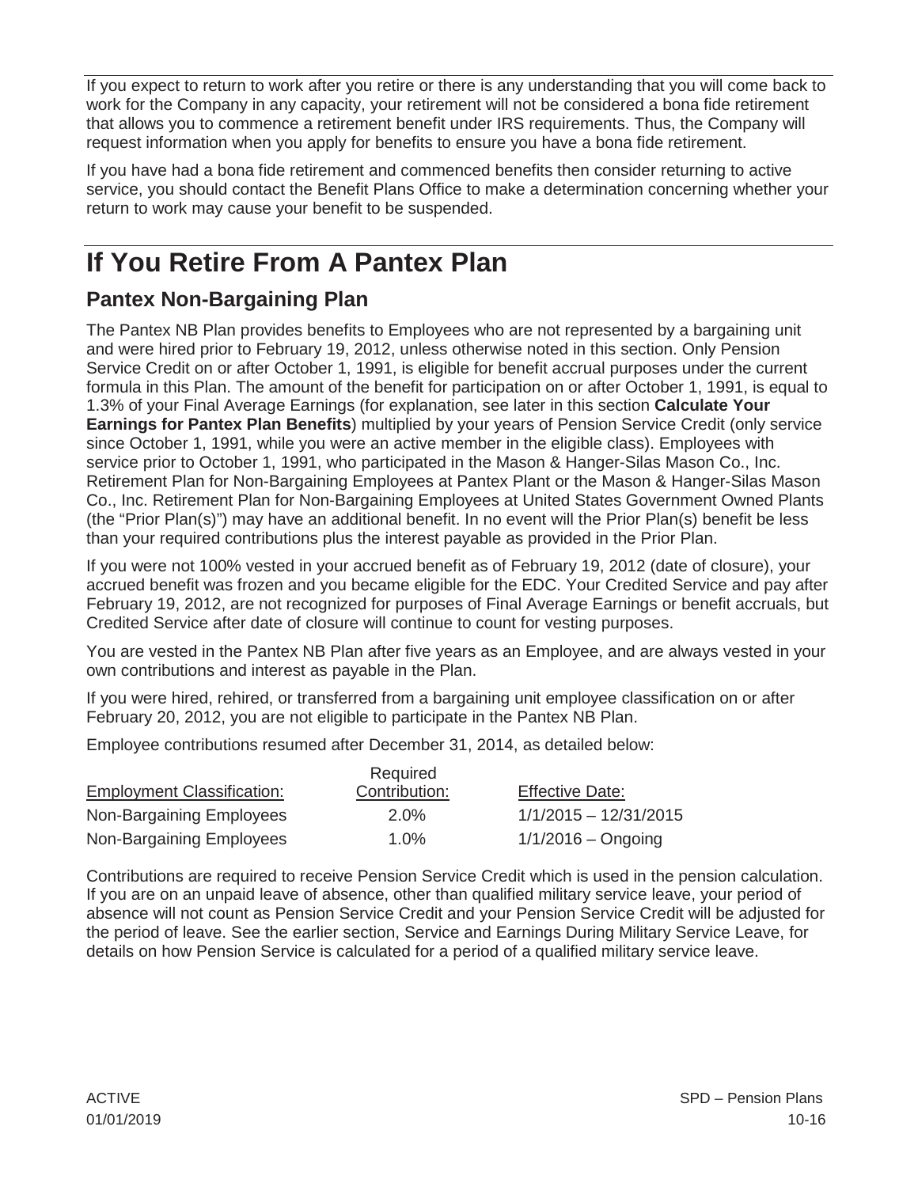If you expect to return to work after you retire or there is any understanding that you will come back to work for the Company in any capacity, your retirement will not be considered a bona fide retirement that allows you to commence a retirement benefit under IRS requirements. Thus, the Company will request information when you apply for benefits to ensure you have a bona fide retirement.

If you have had a bona fide retirement and commenced benefits then consider returning to active service, you should contact the Benefit Plans Office to make a determination concerning whether your return to work may cause your benefit to be suspended.

# If You Retire From A Pantex Plan

## Pantex Non-Bargaining Plan

The Pantex NB Plan provides benefits to Employees who are not represented by a bargaining unit and were hired prior to February 19, 2012, unless otherwise noted in this section. Only Pension Service Credit on or after October 1, 1991, is eligible for benefit accrual purposes under the current formula in this Plan. The amount of the benefit for participation on or after October 1, 1991, is equal to 1.3% of your Final Average Earnings (for explanation, see later in this section **Calculate Your Earnings for Pantex Plan Benefits**) multiplied by your years of Pension Service Credit (only service since October 1, 1991, while you were an active member in the eligible class). Employees with service prior to October 1, 1991, who participated in the Mason & Hanger-Silas Mason Co., Inc. Retirement Plan for Non-Bargaining Employees at Pantex Plant or the Mason & Hanger-Silas Mason Co., Inc. Retirement Plan for Non-Bargaining Employees at United States Government Owned Plants (the "Prior Plan(s)") may have an additional benefit. In no event will the Prior Plan(s) benefit be less than your required contributions plus the interest payable as provided in the Prior Plan.

If you were not 100% vested in your accrued benefit as of February 19, 2012 (date of closure), your accrued benefit was frozen and you became eligible for the EDC. Your Credited Service and pay after February 19, 2012, are not recognized for purposes of Final Average Earnings or benefit accruals, but Credited Service after date of closure will continue to count for vesting purposes.

You are vested in the Pantex NB Plan after five years as an Employee, and are always vested in your own contributions and interest as payable in the Plan.

If you were hired, rehired, or transferred from a bargaining unit employee classification on or after February 20, 2012, you are not eligible to participate in the Pantex NB Plan.

Employee contributions resumed after December 31, 2014, as detailed below:

| Employment Classification: | Required Contribution: | Effective Date: |
|---|---|---|
| Non-Bargaining Employees | 2.0% | 1/1/2015 – 12/31/2015 |
| Non-Bargaining Employees | 1.0% | 1/1/2016 – Ongoing |

Contributions are required to receive Pension Service Credit which is used in the pension calculation. If you are on an unpaid leave of absence, other than qualified military service leave, your period of absence will not count as Pension Service Credit and your Pension Service Credit will be adjusted for the period of leave. See the earlier section, Service and Earnings During Military Service Leave, for details on how Pension Service is calculated for a period of a qualified military service leave.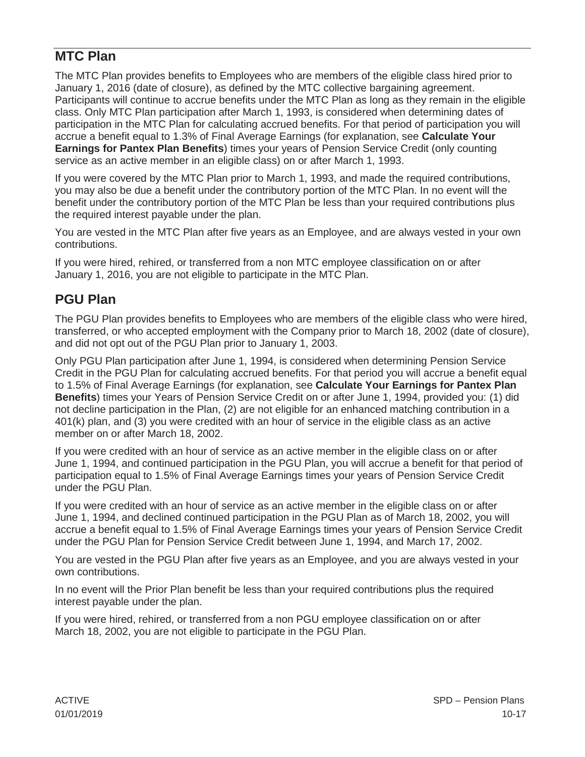## MTC Plan

The MTC Plan provides benefits to Employees who are members of the eligible class hired prior to January 1, 2016 (date of closure), as defined by the MTC collective bargaining agreement. Participants will continue to accrue benefits under the MTC Plan as long as they remain in the eligible class. Only MTC Plan participation after March 1, 1993, is considered when determining dates of participation in the MTC Plan for calculating accrued benefits. For that period of participation you will accrue a benefit equal to 1.3% of Final Average Earnings (for explanation, see **Calculate Your Earnings for Pantex Plan Benefits**) times your years of Pension Service Credit (only counting service as an active member in an eligible class) on or after March 1, 1993.

If you were covered by the MTC Plan prior to March 1, 1993, and made the required contributions, you may also be due a benefit under the contributory portion of the MTC Plan. In no event will the benefit under the contributory portion of the MTC Plan be less than your required contributions plus the required interest payable under the plan.

You are vested in the MTC Plan after five years as an Employee, and are always vested in your own contributions.

If you were hired, rehired, or transferred from a non MTC employee classification on or after January 1, 2016, you are not eligible to participate in the MTC Plan.

## PGU Plan

The PGU Plan provides benefits to Employees who are members of the eligible class who were hired, transferred, or who accepted employment with the Company prior to March 18, 2002 (date of closure), and did not opt out of the PGU Plan prior to January 1, 2003.

Only PGU Plan participation after June 1, 1994, is considered when determining Pension Service Credit in the PGU Plan for calculating accrued benefits. For that period you will accrue a benefit equal to 1.5% of Final Average Earnings (for explanation, see **Calculate Your Earnings for Pantex Plan Benefits**) times your Years of Pension Service Credit on or after June 1, 1994, provided you: (1) did not decline participation in the Plan, (2) are not eligible for an enhanced matching contribution in a 401(k) plan, and (3) you were credited with an hour of service in the eligible class as an active member on or after March 18, 2002.

If you were credited with an hour of service as an active member in the eligible class on or after June 1, 1994, and continued participation in the PGU Plan, you will accrue a benefit for that period of participation equal to 1.5% of Final Average Earnings times your years of Pension Service Credit under the PGU Plan.

If you were credited with an hour of service as an active member in the eligible class on or after June 1, 1994, and declined continued participation in the PGU Plan as of March 18, 2002, you will accrue a benefit equal to 1.5% of Final Average Earnings times your years of Pension Service Credit under the PGU Plan for Pension Service Credit between June 1, 1994, and March 17, 2002.

You are vested in the PGU Plan after five years as an Employee, and you are always vested in your own contributions.

In no event will the Prior Plan benefit be less than your required contributions plus the required interest payable under the plan.

If you were hired, rehired, or transferred from a non PGU employee classification on or after March 18, 2002, you are not eligible to participate in the PGU Plan.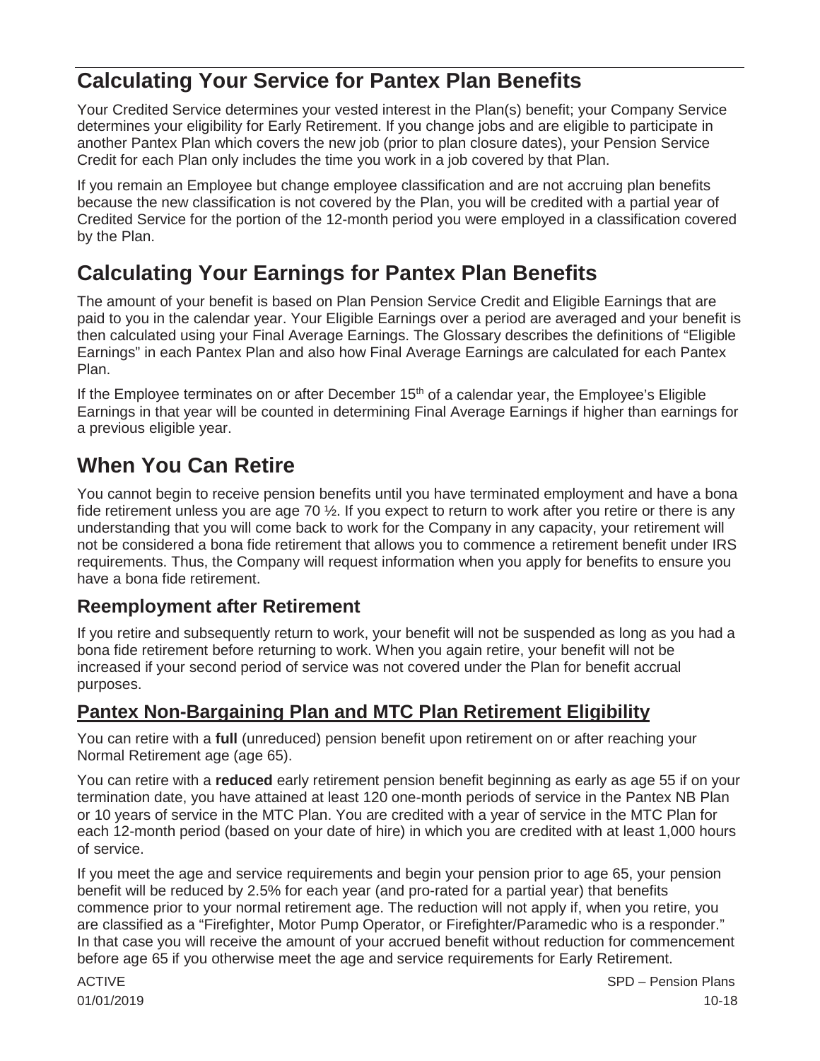## Calculating Your Service for Pantex Plan Benefits

Your Credited Service determines your vested interest in the Plan(s) benefit; your Company Service determines your eligibility for Early Retirement. If you change jobs and are eligible to participate in another Pantex Plan which covers the new job (prior to plan closure dates), your Pension Service Credit for each Plan only includes the time you work in a job covered by that Plan.

If you remain an Employee but change employee classification and are not accruing plan benefits because the new classification is not covered by the Plan, you will be credited with a partial year of Credited Service for the portion of the 12-month period you were employed in a classification covered by the Plan.

## Calculating Your Earnings for Pantex Plan Benefits

The amount of your benefit is based on Plan Pension Service Credit and Eligible Earnings that are paid to you in the calendar year. Your Eligible Earnings over a period are averaged and your benefit is then calculated using your Final Average Earnings. The Glossary describes the definitions of "Eligible Earnings" in each Pantex Plan and also how Final Average Earnings are calculated for each Pantex Plan.

If the Employee terminates on or after December 15th of a calendar year, the Employee's Eligible Earnings in that year will be counted in determining Final Average Earnings if higher than earnings for a previous eligible year.

## When You Can Retire

You cannot begin to receive pension benefits until you have terminated employment and have a bona fide retirement unless you are age 70 ½. If you expect to return to work after you retire or there is any understanding that you will come back to work for the Company in any capacity, your retirement will not be considered a bona fide retirement that allows you to commence a retirement benefit under IRS requirements. Thus, the Company will request information when you apply for benefits to ensure you have a bona fide retirement.

### Reemployment after Retirement

If you retire and subsequently return to work, your benefit will not be suspended as long as you had a bona fide retirement before returning to work. When you again retire, your benefit will not be increased if your second period of service was not covered under the Plan for benefit accrual purposes.

### Pantex Non-Bargaining Plan and MTC Plan Retirement Eligibility

You can retire with a **full** (unreduced) pension benefit upon retirement on or after reaching your Normal Retirement age (age 65).

You can retire with a **reduced** early retirement pension benefit beginning as early as age 55 if on your termination date, you have attained at least 120 one-month periods of service in the Pantex NB Plan or 10 years of service in the MTC Plan. You are credited with a year of service in the MTC Plan for each 12-month period (based on your date of hire) in which you are credited with at least 1,000 hours of service.

If you meet the age and service requirements and begin your pension prior to age 65, your pension benefit will be reduced by 2.5% for each year (and pro-rated for a partial year) that benefits commence prior to your normal retirement age. The reduction will not apply if, when you retire, you are classified as a "Firefighter, Motor Pump Operator, or Firefighter/Paramedic who is a responder." In that case you will receive the amount of your accrued benefit without reduction for commencement before age 65 if you otherwise meet the age and service requirements for Early Retirement.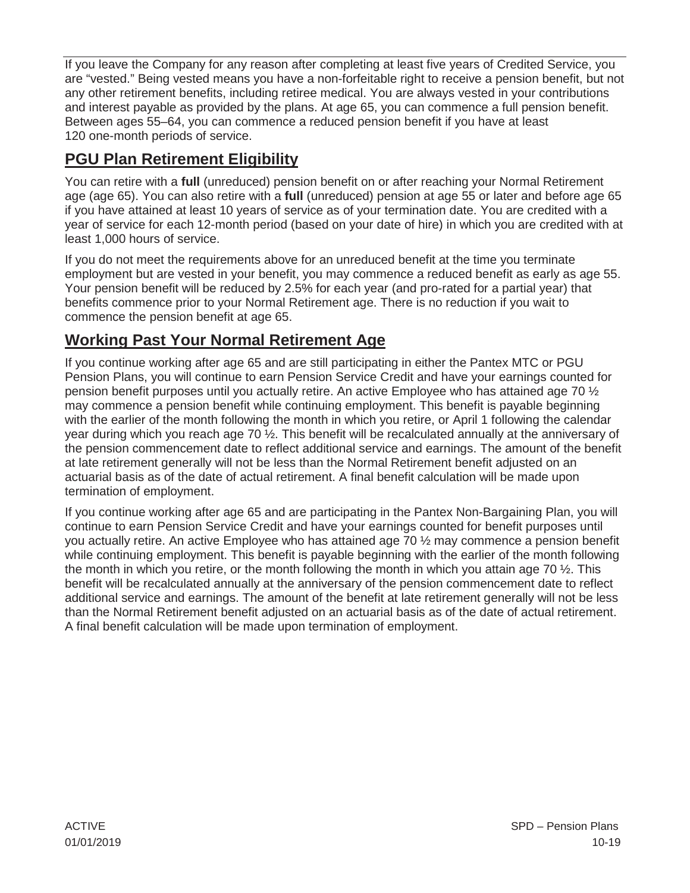If you leave the Company for any reason after completing at least five years of Credited Service, you are "vested." Being vested means you have a non-forfeitable right to receive a pension benefit, but not any other retirement benefits, including retiree medical. You are always vested in your contributions and interest payable as provided by the plans. At age 65, you can commence a full pension benefit. Between ages 55–64, you can commence a reduced pension benefit if you have at least 120 one-month periods of service.

## PGU Plan Retirement Eligibility

You can retire with a **full** (unreduced) pension benefit on or after reaching your Normal Retirement age (age 65). You can also retire with a **full** (unreduced) pension at age 55 or later and before age 65 if you have attained at least 10 years of service as of your termination date. You are credited with a year of service for each 12-month period (based on your date of hire) in which you are credited with at least 1,000 hours of service.

If you do not meet the requirements above for an unreduced benefit at the time you terminate employment but are vested in your benefit, you may commence a reduced benefit as early as age 55. Your pension benefit will be reduced by 2.5% for each year (and pro-rated for a partial year) that benefits commence prior to your Normal Retirement age. There is no reduction if you wait to commence the pension benefit at age 65.

## Working Past Your Normal Retirement Age

If you continue working after age 65 and are still participating in either the Pantex MTC or PGU Pension Plans, you will continue to earn Pension Service Credit and have your earnings counted for pension benefit purposes until you actually retire. An active Employee who has attained age 70 ½ may commence a pension benefit while continuing employment. This benefit is payable beginning with the earlier of the month following the month in which you retire, or April 1 following the calendar year during which you reach age 70 ½. This benefit will be recalculated annually at the anniversary of the pension commencement date to reflect additional service and earnings. The amount of the benefit at late retirement generally will not be less than the Normal Retirement benefit adjusted on an actuarial basis as of the date of actual retirement. A final benefit calculation will be made upon termination of employment.

If you continue working after age 65 and are participating in the Pantex Non-Bargaining Plan, you will continue to earn Pension Service Credit and have your earnings counted for benefit purposes until you actually retire. An active Employee who has attained age 70 ½ may commence a pension benefit while continuing employment. This benefit is payable beginning with the earlier of the month following the month in which you retire, or the month following the month in which you attain age 70 ½. This benefit will be recalculated annually at the anniversary of the pension commencement date to reflect additional service and earnings. The amount of the benefit at late retirement generally will not be less than the Normal Retirement benefit adjusted on an actuarial basis as of the date of actual retirement. A final benefit calculation will be made upon termination of employment.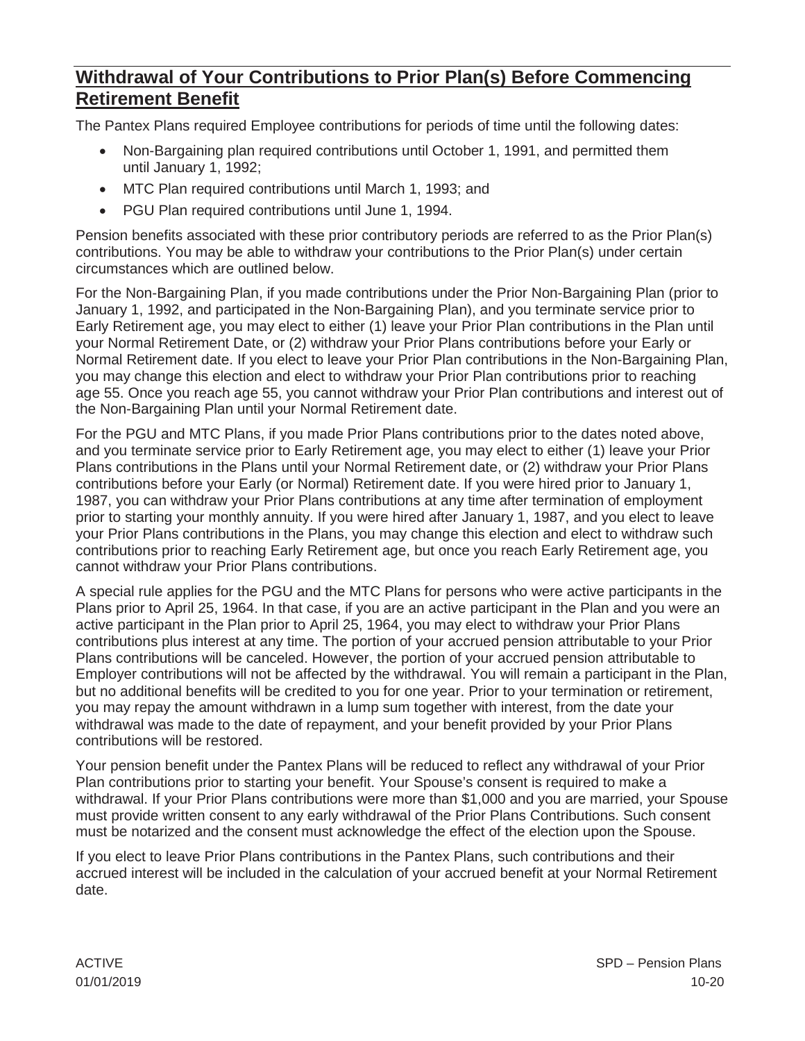## Withdrawal of Your Contributions to Prior Plan(s) Before Commencing Retirement Benefit

The Pantex Plans required Employee contributions for periods of time until the following dates:

- Non-Bargaining plan required contributions until October 1, 1991, and permitted them until January 1, 1992;
- MTC Plan required contributions until March 1, 1993; and
- PGU Plan required contributions until June 1, 1994.

Pension benefits associated with these prior contributory periods are referred to as the Prior Plan(s) contributions. You may be able to withdraw your contributions to the Prior Plan(s) under certain circumstances which are outlined below.

For the Non-Bargaining Plan, if you made contributions under the Prior Non-Bargaining Plan (prior to January 1, 1992, and participated in the Non-Bargaining Plan), and you terminate service prior to Early Retirement age, you may elect to either (1) leave your Prior Plan contributions in the Plan until your Normal Retirement Date, or (2) withdraw your Prior Plans contributions before your Early or Normal Retirement date. If you elect to leave your Prior Plan contributions in the Non-Bargaining Plan, you may change this election and elect to withdraw your Prior Plan contributions prior to reaching age 55. Once you reach age 55, you cannot withdraw your Prior Plan contributions and interest out of the Non-Bargaining Plan until your Normal Retirement date.

For the PGU and MTC Plans, if you made Prior Plans contributions prior to the dates noted above, and you terminate service prior to Early Retirement age, you may elect to either (1) leave your Prior Plans contributions in the Plans until your Normal Retirement date, or (2) withdraw your Prior Plans contributions before your Early (or Normal) Retirement date. If you were hired prior to January 1, 1987, you can withdraw your Prior Plans contributions at any time after termination of employment prior to starting your monthly annuity. If you were hired after January 1, 1987, and you elect to leave your Prior Plans contributions in the Plans, you may change this election and elect to withdraw such contributions prior to reaching Early Retirement age, but once you reach Early Retirement age, you cannot withdraw your Prior Plans contributions.

A special rule applies for the PGU and the MTC Plans for persons who were active participants in the Plans prior to April 25, 1964. In that case, if you are an active participant in the Plan and you were an active participant in the Plan prior to April 25, 1964, you may elect to withdraw your Prior Plans contributions plus interest at any time. The portion of your accrued pension attributable to your Prior Plans contributions will be canceled. However, the portion of your accrued pension attributable to Employer contributions will not be affected by the withdrawal. You will remain a participant in the Plan, but no additional benefits will be credited to you for one year. Prior to your termination or retirement, you may repay the amount withdrawn in a lump sum together with interest, from the date your withdrawal was made to the date of repayment, and your benefit provided by your Prior Plans contributions will be restored.

Your pension benefit under the Pantex Plans will be reduced to reflect any withdrawal of your Prior Plan contributions prior to starting your benefit. Your Spouse's consent is required to make a withdrawal. If your Prior Plans contributions were more than $1,000 and you are married, your Spouse must provide written consent to any early withdrawal of the Prior Plans Contributions. Such consent must be notarized and the consent must acknowledge the effect of the election upon the Spouse.

If you elect to leave Prior Plans contributions in the Pantex Plans, such contributions and their accrued interest will be included in the calculation of your accrued benefit at your Normal Retirement date.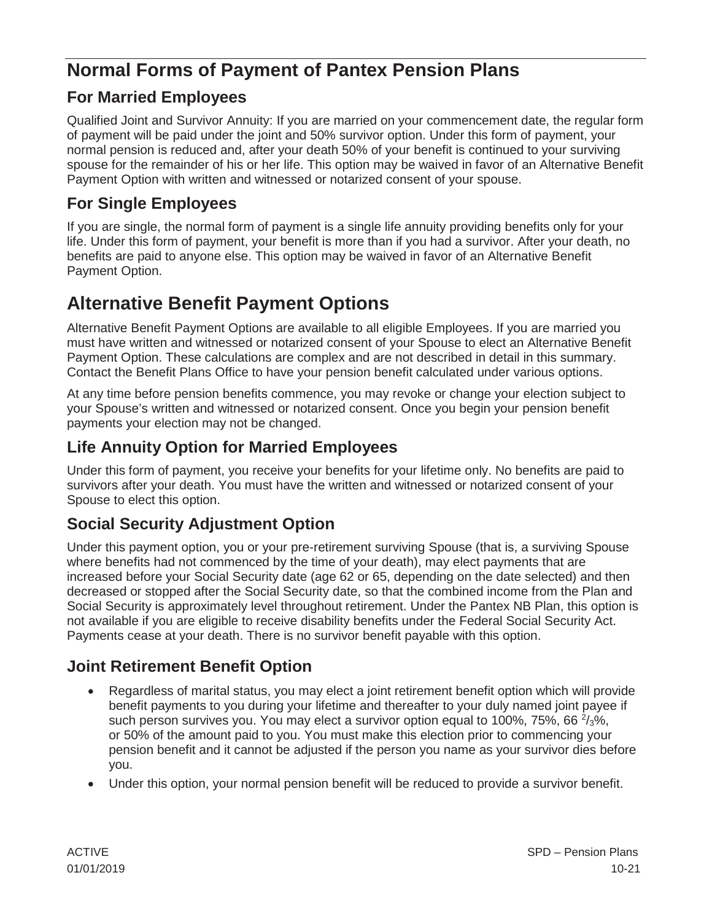# Normal Forms of Payment of Pantex Pension Plans

## For Married Employees

Qualified Joint and Survivor Annuity: If you are married on your commencement date, the regular form of payment will be paid under the joint and 50% survivor option. Under this form of payment, your normal pension is reduced and, after your death 50% of your benefit is continued to your surviving spouse for the remainder of his or her life. This option may be waived in favor of an Alternative Benefit Payment Option with written and witnessed or notarized consent of your spouse.

## For Single Employees

If you are single, the normal form of payment is a single life annuity providing benefits only for your life. Under this form of payment, your benefit is more than if you had a survivor. After your death, no benefits are paid to anyone else. This option may be waived in favor of an Alternative Benefit Payment Option.

# Alternative Benefit Payment Options

Alternative Benefit Payment Options are available to all eligible Employees. If you are married you must have written and witnessed or notarized consent of your Spouse to elect an Alternative Benefit Payment Option. These calculations are complex and are not described in detail in this summary. Contact the Benefit Plans Office to have your pension benefit calculated under various options.

At any time before pension benefits commence, you may revoke or change your election subject to your Spouse's written and witnessed or notarized consent. Once you begin your pension benefit payments your election may not be changed.

## Life Annuity Option for Married Employees

Under this form of payment, you receive your benefits for your lifetime only. No benefits are paid to survivors after your death. You must have the written and witnessed or notarized consent of your Spouse to elect this option.

## Social Security Adjustment Option

Under this payment option, you or your pre-retirement surviving Spouse (that is, a surviving Spouse where benefits had not commenced by the time of your death), may elect payments that are increased before your Social Security date (age 62 or 65, depending on the date selected) and then decreased or stopped after the Social Security date, so that the combined income from the Plan and Social Security is approximately level throughout retirement. Under the Pantex NB Plan, this option is not available if you are eligible to receive disability benefits under the Federal Social Security Act. Payments cease at your death. There is no survivor benefit payable with this option.

## Joint Retirement Benefit Option

- Regardless of marital status, you may elect a joint retirement benefit option which will provide benefit payments to you during your lifetime and thereafter to your duly named joint payee if such person survives you. You may elect a survivor option equal to 100%, 75%, 66 $^{2}/_{3}$%, or 50% of the amount paid to you. You must make this election prior to commencing your pension benefit and it cannot be adjusted if the person you name as your survivor dies before you.
- Under this option, your normal pension benefit will be reduced to provide a survivor benefit.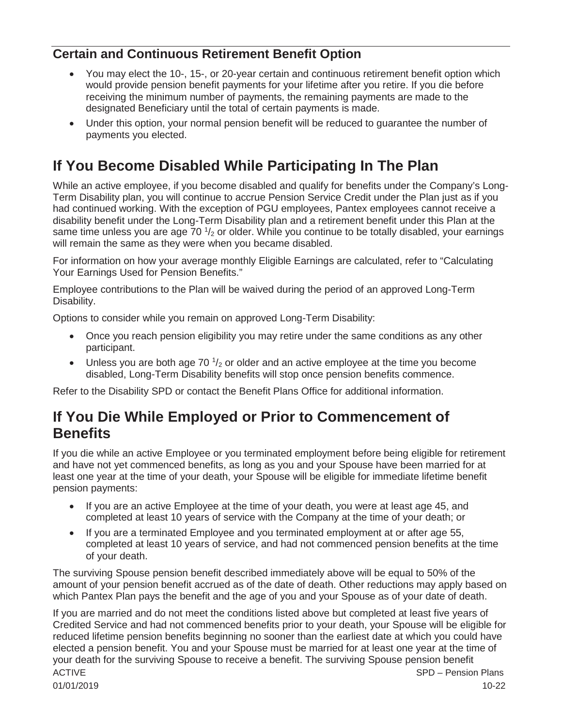### Certain and Continuous Retirement Benefit Option

- You may elect the 10-, 15-, or 20-year certain and continuous retirement benefit option which would provide pension benefit payments for your lifetime after you retire. If you die before receiving the minimum number of payments, the remaining payments are made to the designated Beneficiary until the total of certain payments is made.
- Under this option, your normal pension benefit will be reduced to guarantee the number of payments you elected.

## If You Become Disabled While Participating In The Plan

While an active employee, if you become disabled and qualify for benefits under the Company's Long-Term Disability plan, you will continue to accrue Pension Service Credit under the Plan just as if you had continued working. With the exception of PGU employees, Pantex employees cannot receive a disability benefit under the Long-Term Disability plan and a retirement benefit under this Plan at the same time unless you are age 70 $^1/_2$ or older. While you continue to be totally disabled, your earnings will remain the same as they were when you became disabled.

For information on how your average monthly Eligible Earnings are calculated, refer to "Calculating Your Earnings Used for Pension Benefits."

Employee contributions to the Plan will be waived during the period of an approved Long-Term Disability.

Options to consider while you remain on approved Long-Term Disability:

- Once you reach pension eligibility you may retire under the same conditions as any other participant.
- Unless you are both age 70 $^1/_2$ or older and an active employee at the time you become disabled, Long-Term Disability benefits will stop once pension benefits commence.

Refer to the Disability SPD or contact the Benefit Plans Office for additional information.

## If You Die While Employed or Prior to Commencement of Benefits

If you die while an active Employee or you terminated employment before being eligible for retirement and have not yet commenced benefits, as long as you and your Spouse have been married for at least one year at the time of your death, your Spouse will be eligible for immediate lifetime benefit pension payments:

- If you are an active Employee at the time of your death, you were at least age 45, and completed at least 10 years of service with the Company at the time of your death; or
- If you are a terminated Employee and you terminated employment at or after age 55, completed at least 10 years of service, and had not commenced pension benefits at the time of your death.

The surviving Spouse pension benefit described immediately above will be equal to 50% of the amount of your pension benefit accrued as of the date of death. Other reductions may apply based on which Pantex Plan pays the benefit and the age of you and your Spouse as of your date of death.

If you are married and do not meet the conditions listed above but completed at least five years of Credited Service and had not commenced benefits prior to your death, your Spouse will be eligible for reduced lifetime pension benefits beginning no sooner than the earliest date at which you could have elected a pension benefit. You and your Spouse must be married for at least one year at the time of your death for the surviving Spouse to receive a benefit. The surviving Spouse pension benefit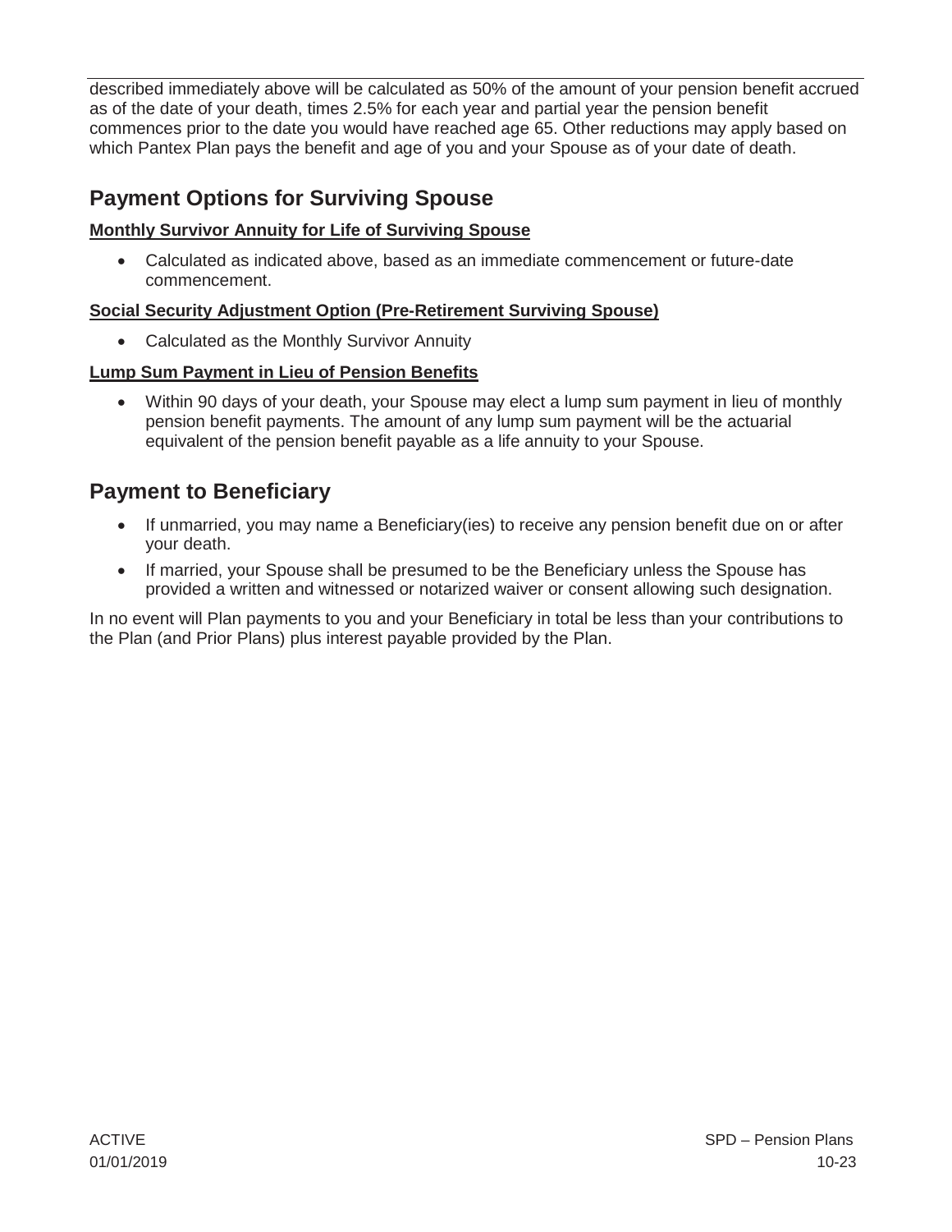described immediately above will be calculated as 50% of the amount of your pension benefit accrued as of the date of your death, times 2.5% for each year and partial year the pension benefit commences prior to the date you would have reached age 65. Other reductions may apply based on which Pantex Plan pays the benefit and age of you and your Spouse as of your date of death.

## Payment Options for Surviving Spouse

**Monthly Survivor Annuity for Life of Surviving Spouse**

- Calculated as indicated above, based as an immediate commencement or future-date commencement.

**Social Security Adjustment Option (Pre-Retirement Surviving Spouse)**

- Calculated as the Monthly Survivor Annuity

**Lump Sum Payment in Lieu of Pension Benefits**

- Within 90 days of your death, your Spouse may elect a lump sum payment in lieu of monthly pension benefit payments. The amount of any lump sum payment will be the actuarial equivalent of the pension benefit payable as a life annuity to your Spouse.

## Payment to Beneficiary

- If unmarried, you may name a Beneficiary(ies) to receive any pension benefit due on or after your death.
- If married, your Spouse shall be presumed to be the Beneficiary unless the Spouse has provided a written and witnessed or notarized waiver or consent allowing such designation.

In no event will Plan payments to you and your Beneficiary in total be less than your contributions to the Plan (and Prior Plans) plus interest payable provided by the Plan.